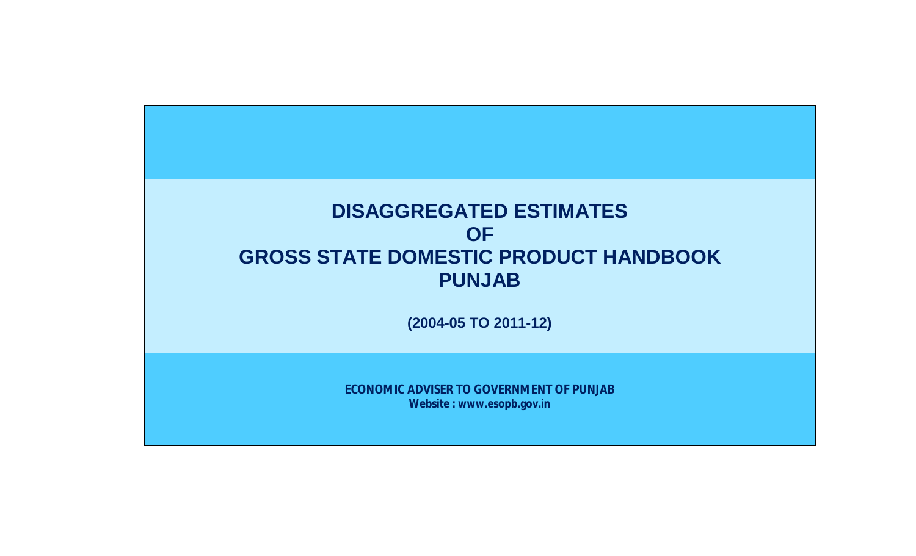# DISAGGREGATED ESTIMATES OF GROSS STATE DOMESTIC PRODUCT HANDBOOK PUNJAB

**(2004-05 TO 2011-12)**

**ECONOMIC ADVISER TO GOVERNMENT OF PUNJAB**
**Website : www.esopb.gov.in**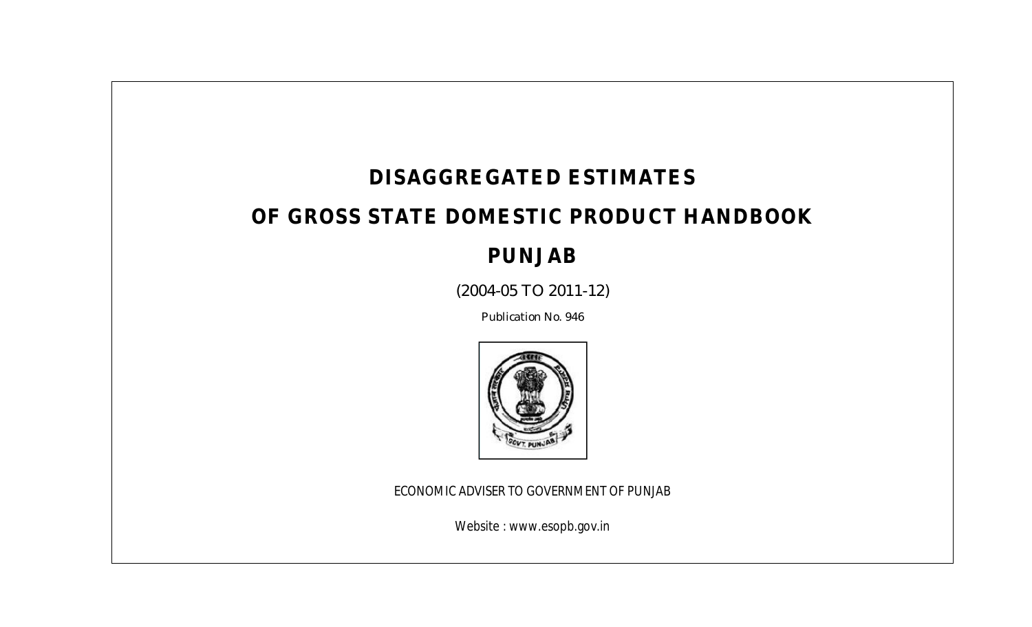# DISAGGREGATED ESTIMATES

# OF GROSS STATE DOMESTIC PRODUCT HANDBOOK

# PUNJAB

(2004-05 TO 2011-12)

*Publication No. 946*

ECONOMIC ADVISER TO GOVERNMENT OF PUNJAB

*Website : www.esopb.gov.in*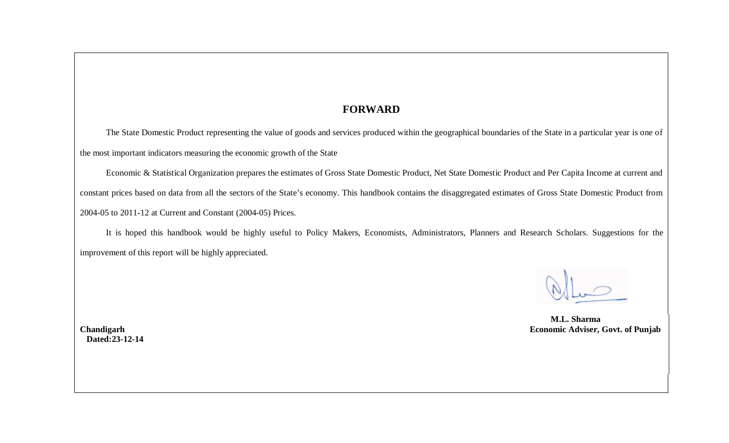# FORWARD

The State Domestic Product representing the value of goods and services produced within the geographical boundaries of the State in a particular year is one of the most important indicators measuring the economic growth of the State

Economic & Statistical Organization prepares the estimates of Gross State Domestic Product, Net State Domestic Product and Per Capita Income at current and constant prices based on data from all the sectors of the State's economy. This handbook contains the disaggregated estimates of Gross State Domestic Product from 2004-05 to 2011-12 at Current and Constant (2004-05) Prices.

It is hoped this handbook would be highly useful to Policy Makers, Economists, Administrators, Planners and Research Scholars. Suggestions for the improvement of this report will be highly appreciated.

**M.L. Sharma**
**Economic Adviser, Govt. of Punjab**

**Chandigarh**
**Dated:23-12-14**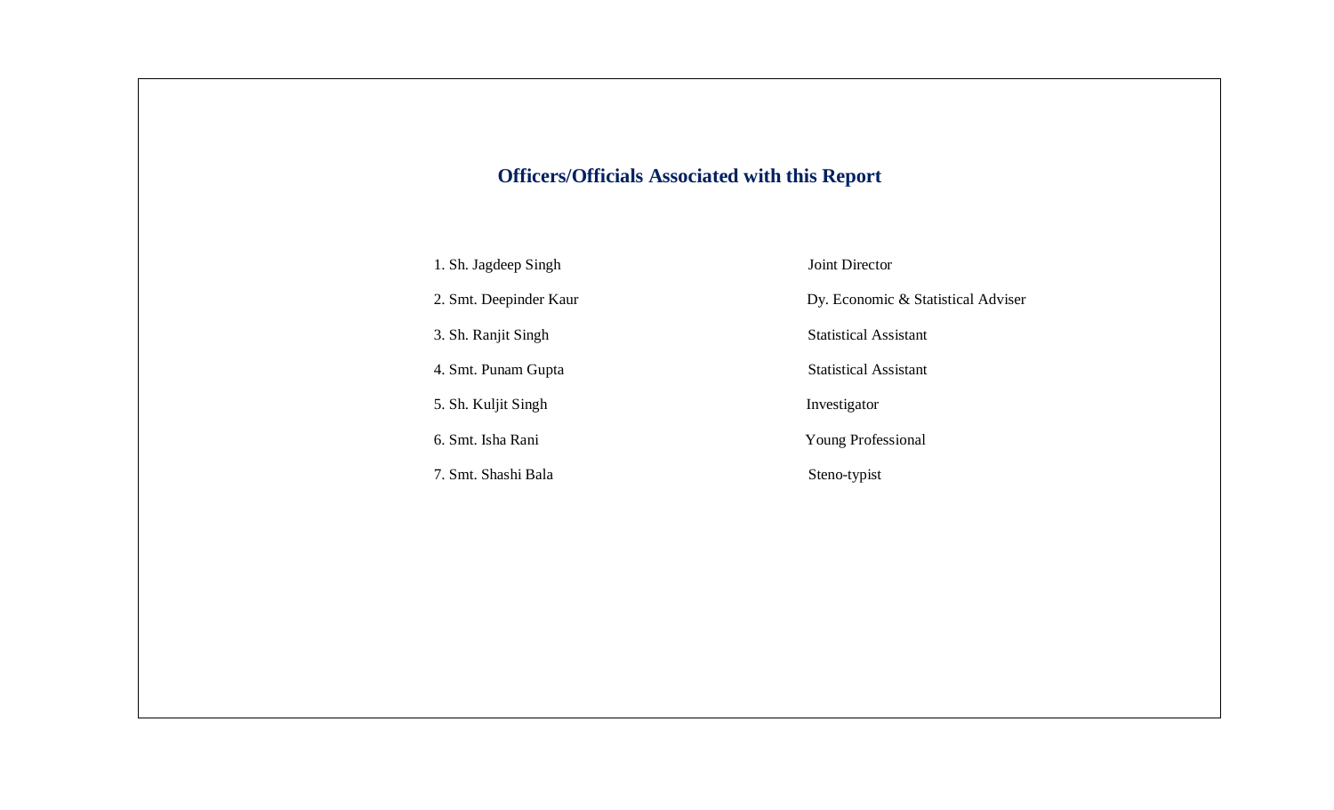## Officers/Officials Associated with this Report

| | |
|---|---|
| 1. Sh. Jagdeep Singh | Joint Director |
| 2. Smt. Deepinder Kaur | Dy. Economic & Statistical Adviser |
| 3. Sh. Ranjit Singh | Statistical Assistant |
| 4. Smt. Punam Gupta | Statistical Assistant |
| 5. Sh. Kuljit Singh | Investigator |
| 6. Smt. Isha Rani | Young Professional |
| 7. Smt. Shashi Bala | Steno-typist |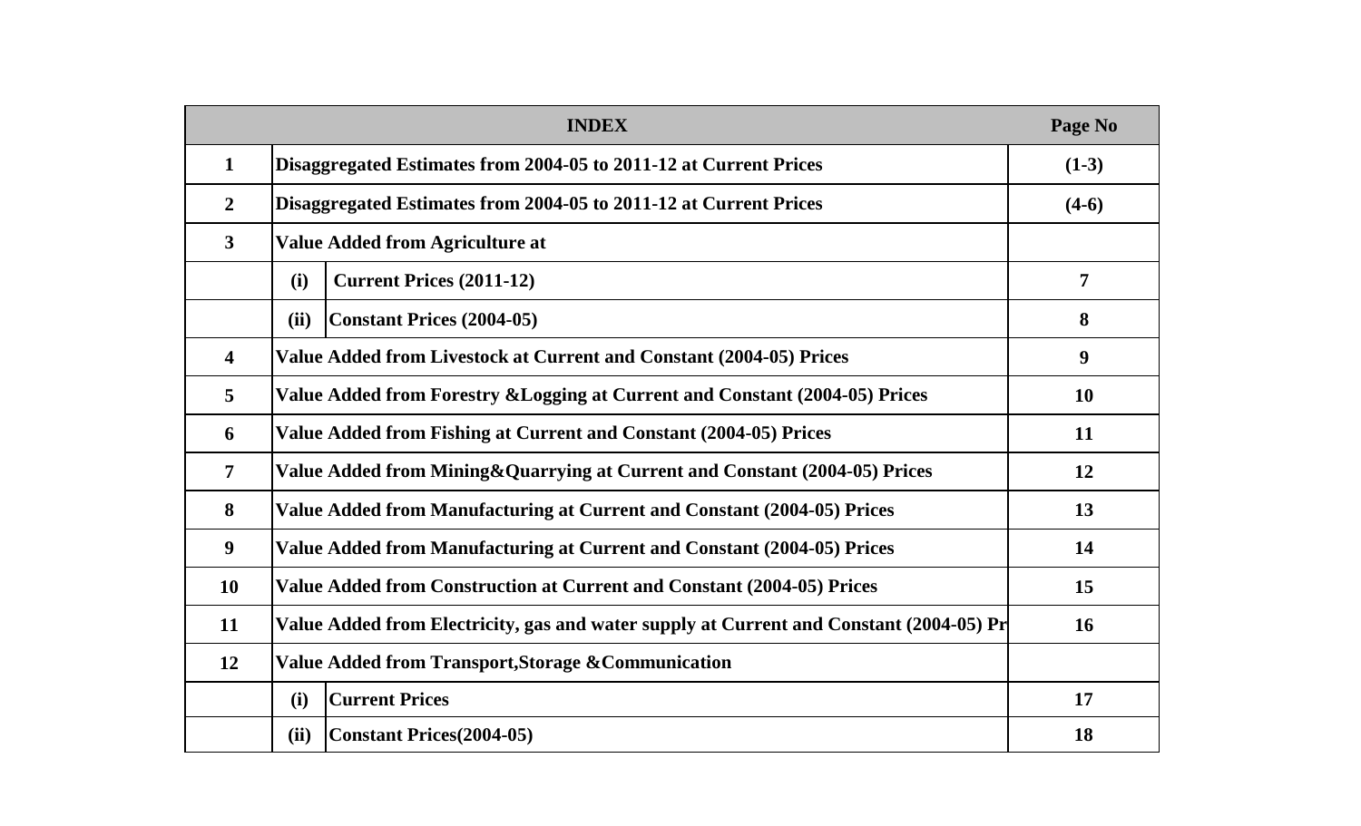| INDEX | | | Page No |
|---|---|---|---|
| 1 | Disaggregated Estimates from 2004-05 to 2011-12 at Current Prices | | (1-3) |
| 2 | Disaggregated Estimates from 2004-05 to 2011-12 at Current Prices | | (4-6) |
| 3 | Value Added from Agriculture at | | |
| | (i) | Current Prices (2011-12) | 7 |
| | (ii) | Constant Prices (2004-05) | 8 |
| 4 | Value Added from Livestock at Current and Constant (2004-05) Prices | | 9 |
| 5 | Value Added from Forestry &Logging at Current and Constant (2004-05) Prices | | 10 |
| 6 | Value Added from Fishing at Current and Constant (2004-05) Prices | | 11 |
| 7 | Value Added from Mining&Quarrying at Current and Constant (2004-05) Prices | | 12 |
| 8 | Value Added from Manufacturing at Current and Constant (2004-05) Prices | | 13 |
| 9 | Value Added from Manufacturing at Current and Constant (2004-05) Prices | | 14 |
| 10 | Value Added from Construction at Current and Constant (2004-05) Prices | | 15 |
| 11 | Value Added from Electricity, gas and water supply at Current and Constant (2004-05) Pr | | 16 |
| 12 | Value Added from Transport,Storage &Communication | | |
| | (i) | Current Prices | 17 |
| | (ii) | Constant Prices(2004-05) | 18 |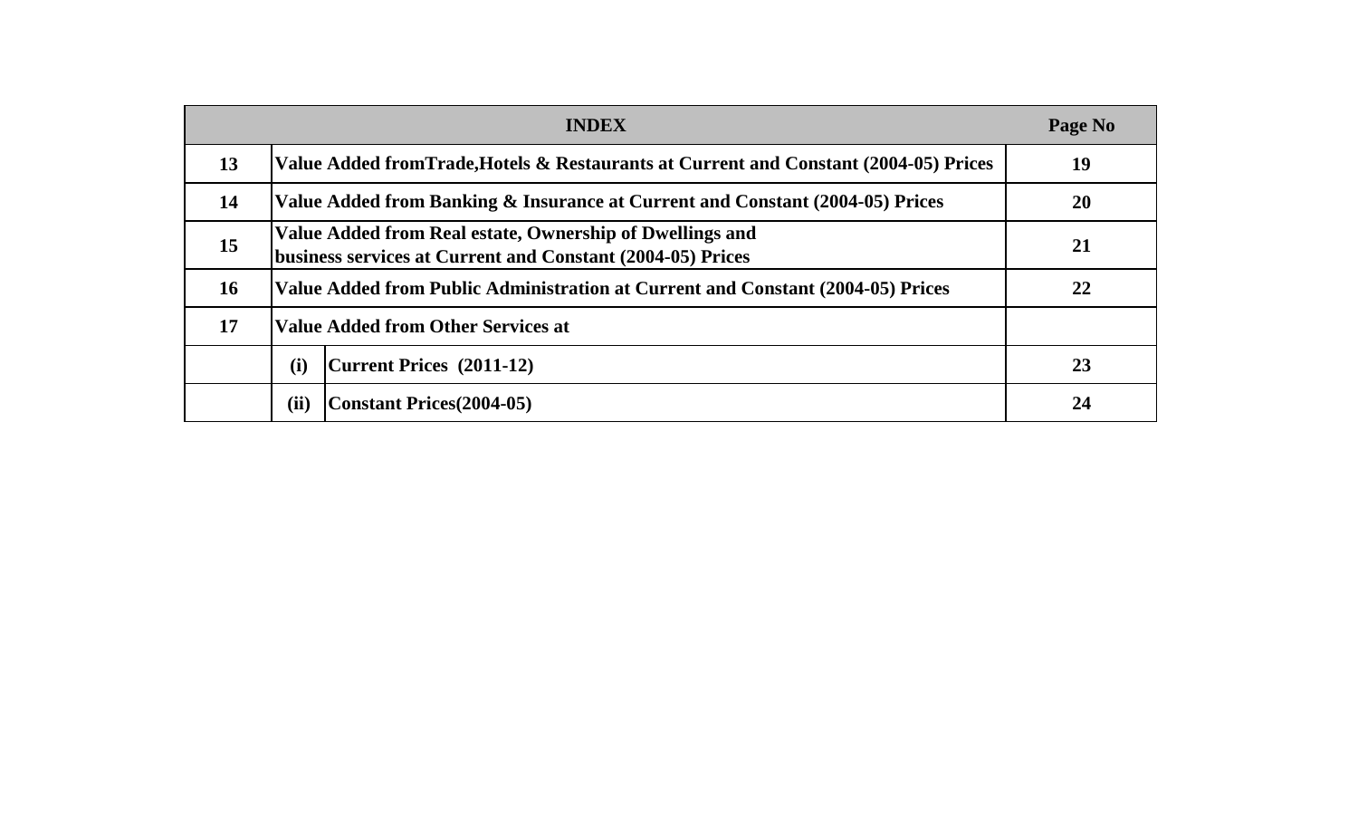| | INDEX | | Page No |
|---|---|---|---|
| 13 | Value Added fromTrade,Hotels & Restaurants at Current and Constant (2004-05) Prices | | 19 |
| 14 | Value Added from Banking & Insurance at Current and Constant (2004-05) Prices | | 20 |
| 15 | Value Added from Real estate, Ownership of Dwellings and business services at Current and Constant (2004-05) Prices | | 21 |
| 16 | Value Added from Public Administration at Current and Constant (2004-05) Prices | | 22 |
| 17 | Value Added from Other Services at | | |
| | (i) | Current Prices (2011-12) | 23 |
| | (ii) | Constant Prices(2004-05) | 24 |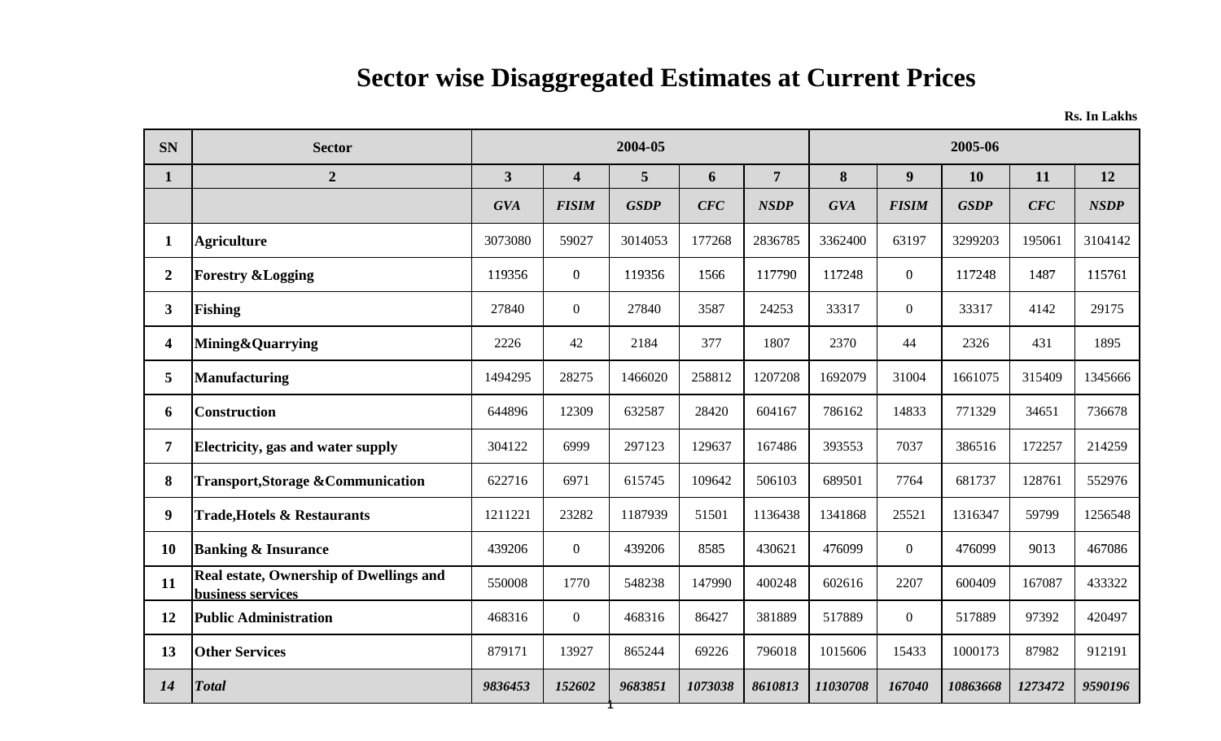# Sector wise Disaggregated Estimates at Current Prices

**Rs. In Lakhs**

| SN | Sector | 2004-05 | | | | | 2005-06 | | | | |
|---|---|---|---|---|---|---|---|---|---|---|---|
| **1** | **2** | **3** | **4** | **5** | **6** | **7** | **8** | **9** | **10** | **11** | **12** |
| | | ***GVA*** | ***FISIM*** | ***GSDP*** | ***CFC*** | ***NSDP*** | ***GVA*** | ***FISIM*** | ***GSDP*** | ***CFC*** | ***NSDP*** |
| **1** | **Agriculture** | 3073080 | 59027 | 3014053 | 177268 | 2836785 | 3362400 | 63197 | 3299203 | 195061 | 3104142 |
| **2** | **Forestry &Logging** | 119356 | 0 | 119356 | 1566 | 117790 | 117248 | 0 | 117248 | 1487 | 115761 |
| **3** | **Fishing** | 27840 | 0 | 27840 | 3587 | 24253 | 33317 | 0 | 33317 | 4142 | 29175 |
| **4** | **Mining&Quarrying** | 2226 | 42 | 2184 | 377 | 1807 | 2370 | 44 | 2326 | 431 | 1895 |
| **5** | **Manufacturing** | 1494295 | 28275 | 1466020 | 258812 | 1207208 | 1692079 | 31004 | 1661075 | 315409 | 1345666 |
| **6** | **Construction** | 644896 | 12309 | 632587 | 28420 | 604167 | 786162 | 14833 | 771329 | 34651 | 736678 |
| **7** | **Electricity, gas and water supply** | 304122 | 6999 | 297123 | 129637 | 167486 | 393553 | 7037 | 386516 | 172257 | 214259 |
| **8** | **Transport,Storage &Communication** | 622716 | 6971 | 615745 | 109642 | 506103 | 689501 | 7764 | 681737 | 128761 | 552976 |
| **9** | **Trade,Hotels & Restaurants** | 1211221 | 23282 | 1187939 | 51501 | 1136438 | 1341868 | 25521 | 1316347 | 59799 | 1256548 |
| **10** | **Banking & Insurance** | 439206 | 0 | 439206 | 8585 | 430621 | 476099 | 0 | 476099 | 9013 | 467086 |
| **11** | **Real estate, Ownership of Dwellings and business services** | 550008 | 1770 | 548238 | 147990 | 400248 | 602616 | 2207 | 600409 | 167087 | 433322 |
| **12** | **Public Administration** | 468316 | 0 | 468316 | 86427 | 381889 | 517889 | 0 | 517889 | 97392 | 420497 |
| **13** | **Other Services** | 879171 | 13927 | 865244 | 69226 | 796018 | 1015606 | 15433 | 1000173 | 87982 | 912191 |
| ***14*** | ***Total*** | ***9836453*** | ***152602*** | ***9683851*** | ***1073038*** | ***8610813*** | ***11030708*** | ***167040*** | ***10863668*** | ***1273472*** | ***9590196*** |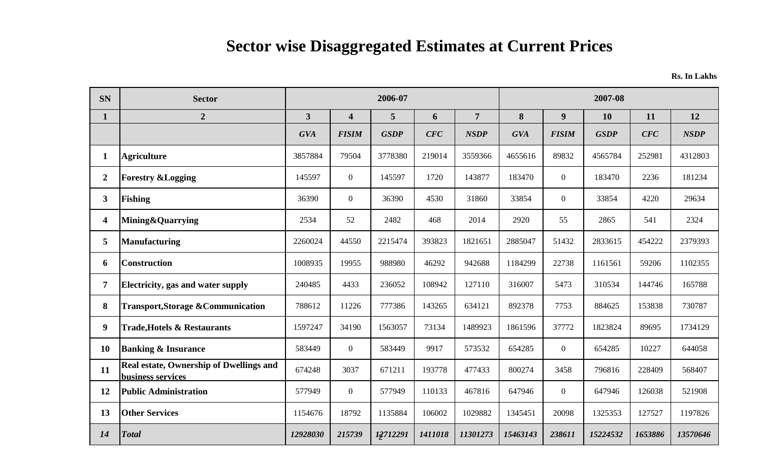# Sector wise Disaggregated Estimates at Current Prices

**Rs. In Lakhs**

| SN | Sector | 2006-07 | | | | | 2007-08 | | | | |
|---|---|---|---|---|---|---|---|---|---|---|---|
| **1** | **2** | **3** | **4** | **5** | **6** | **7** | **8** | **9** | **10** | **11** | **12** |
| | | ***GVA*** | ***FISIM*** | ***GSDP*** | ***CFC*** | ***NSDP*** | ***GVA*** | ***FISIM*** | ***GSDP*** | ***CFC*** | ***NSDP*** |
| **1** | **Agriculture** | 3857884 | 79504 | 3778380 | 219014 | 3559366 | 4655616 | 89832 | 4565784 | 252981 | 4312803 |
| **2** | **Forestry &Logging** | 145597 | 0 | 145597 | 1720 | 143877 | 183470 | 0 | 183470 | 2236 | 181234 |
| **3** | **Fishing** | 36390 | 0 | 36390 | 4530 | 31860 | 33854 | 0 | 33854 | 4220 | 29634 |
| **4** | **Mining&Quarrying** | 2534 | 52 | 2482 | 468 | 2014 | 2920 | 55 | 2865 | 541 | 2324 |
| **5** | **Manufacturing** | 2260024 | 44550 | 2215474 | 393823 | 1821651 | 2885047 | 51432 | 2833615 | 454222 | 2379393 |
| **6** | **Construction** | 1008935 | 19955 | 988980 | 46292 | 942688 | 1184299 | 22738 | 1161561 | 59206 | 1102355 |
| **7** | **Electricity, gas and water supply** | 240485 | 4433 | 236052 | 108942 | 127110 | 316007 | 5473 | 310534 | 144746 | 165788 |
| **8** | **Transport,Storage &Communication** | 788612 | 11226 | 777386 | 143265 | 634121 | 892378 | 7753 | 884625 | 153838 | 730787 |
| **9** | **Trade,Hotels & Restaurants** | 1597247 | 34190 | 1563057 | 73134 | 1489923 | 1861596 | 37772 | 1823824 | 89695 | 1734129 |
| **10** | **Banking & Insurance** | 583449 | 0 | 583449 | 9917 | 573532 | 654285 | 0 | 654285 | 10227 | 644058 |
| **11** | **Real estate, Ownership of Dwellings and business services** | 674248 | 3037 | 671211 | 193778 | 477433 | 800274 | 3458 | 796816 | 228409 | 568407 |
| **12** | **Public Administration** | 577949 | 0 | 577949 | 110133 | 467816 | 647946 | 0 | 647946 | 126038 | 521908 |
| **13** | **Other Services** | 1154676 | 18792 | 1135884 | 106002 | 1029882 | 1345451 | 20098 | 1325353 | 127527 | 1197826 |
| ***14*** | ***Total*** | ***12928030*** | ***215739*** | ***12712291*** | ***1411018*** | ***11301273*** | ***15463143*** | ***238611*** | ***15224532*** | ***1653886*** | ***13570646*** |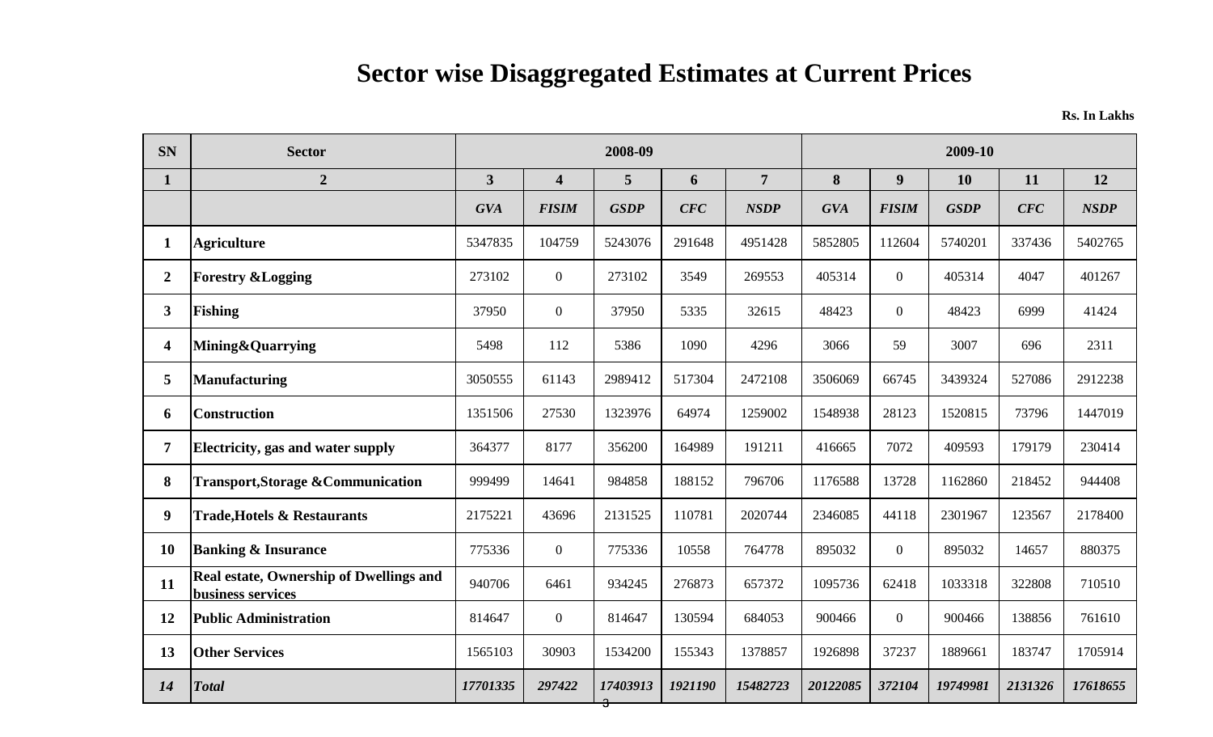# Sector wise Disaggregated Estimates at Current Prices

**Rs. In Lakhs**

| SN | Sector | 2008-09 | | | | | 2009-10 | | | | |
|---|---|---|---|---|---|---|---|---|---|---|---|
| 1 | 2 | 3 | 4 | 5 | 6 | 7 | 8 | 9 | 10 | 11 | 12 |
| | | *GVA* | *FISIM* | *GSDP* | *CFC* | *NSDP* | *GVA* | *FISIM* | *GSDP* | *CFC* | *NSDP* |
| 1 | Agriculture | 5347835 | 104759 | 5243076 | 291648 | 4951428 | 5852805 | 112604 | 5740201 | 337436 | 5402765 |
| 2 | Forestry &Logging | 273102 | 0 | 273102 | 3549 | 269553 | 405314 | 0 | 405314 | 4047 | 401267 |
| 3 | Fishing | 37950 | 0 | 37950 | 5335 | 32615 | 48423 | 0 | 48423 | 6999 | 41424 |
| 4 | Mining&Quarrying | 5498 | 112 | 5386 | 1090 | 4296 | 3066 | 59 | 3007 | 696 | 2311 |
| 5 | Manufacturing | 3050555 | 61143 | 2989412 | 517304 | 2472108 | 3506069 | 66745 | 3439324 | 527086 | 2912238 |
| 6 | Construction | 1351506 | 27530 | 1323976 | 64974 | 1259002 | 1548938 | 28123 | 1520815 | 73796 | 1447019 |
| 7 | Electricity, gas and water supply | 364377 | 8177 | 356200 | 164989 | 191211 | 416665 | 7072 | 409593 | 179179 | 230414 |
| 8 | Transport,Storage &Communication | 999499 | 14641 | 984858 | 188152 | 796706 | 1176588 | 13728 | 1162860 | 218452 | 944408 |
| 9 | Trade,Hotels & Restaurants | 2175221 | 43696 | 2131525 | 110781 | 2020744 | 2346085 | 44118 | 2301967 | 123567 | 2178400 |
| 10 | Banking & Insurance | 775336 | 0 | 775336 | 10558 | 764778 | 895032 | 0 | 895032 | 14657 | 880375 |
| 11 | Real estate, Ownership of Dwellings and business services | 940706 | 6461 | 934245 | 276873 | 657372 | 1095736 | 62418 | 1033318 | 322808 | 710510 |
| 12 | Public Administration | 814647 | 0 | 814647 | 130594 | 684053 | 900466 | 0 | 900466 | 138856 | 761610 |
| 13 | Other Services | 1565103 | 30903 | 1534200 | 155343 | 1378857 | 1926898 | 37237 | 1889661 | 183747 | 1705914 |
| *14* | *Total* | *17701335* | *297422* | *17403913* | *1921190* | *15482723* | *20122085* | *372104* | *19749981* | *2131326* | *17618655* |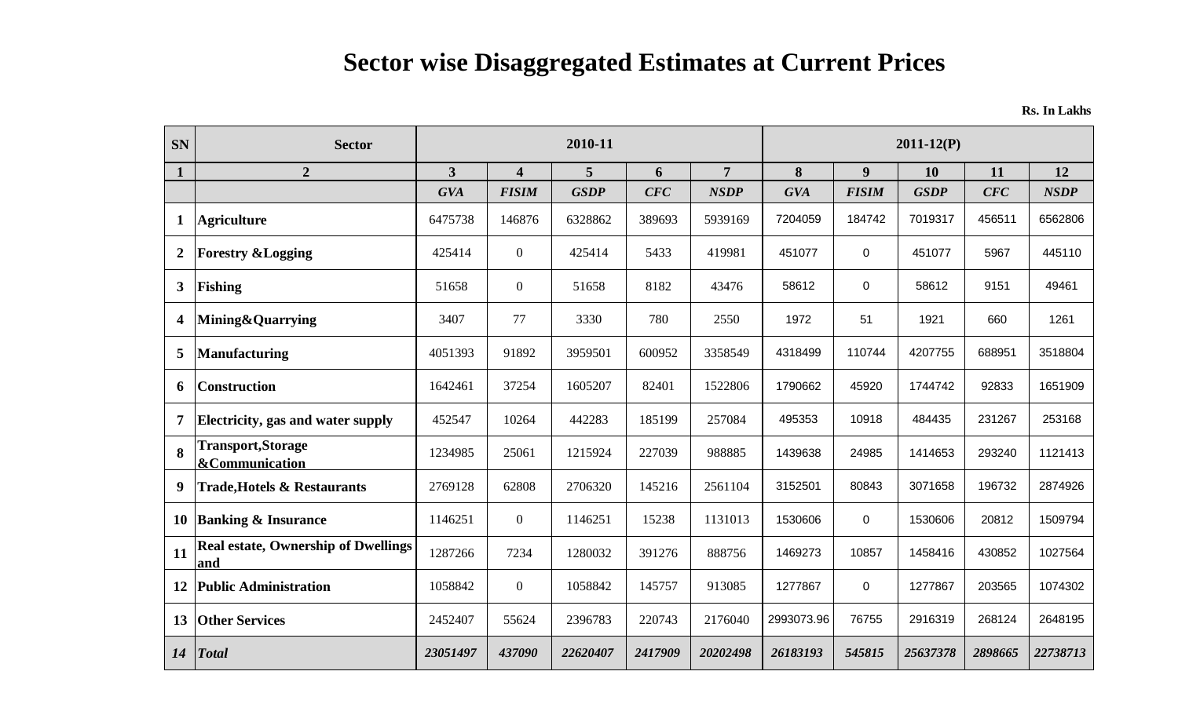# Sector wise Disaggregated Estimates at Current Prices

**Rs. In Lakhs**

| SN | Sector | 2010-11 | | | | | 2011-12(P) | | | | |
|---|---|---|---|---|---|---|---|---|---|---|---|
| **1** | **2** | **3** | **4** | **5** | **6** | **7** | **8** | **9** | **10** | **11** | **12** |
| | | ***GVA*** | ***FISIM*** | ***GSDP*** | ***CFC*** | ***NSDP*** | ***GVA*** | ***FISIM*** | ***GSDP*** | ***CFC*** | ***NSDP*** |
| **1** | **Agriculture** | 6475738 | 146876 | 6328862 | 389693 | 5939169 | 7204059 | 184742 | 7019317 | 456511 | 6562806 |
| **2** | **Forestry &Logging** | 425414 | 0 | 425414 | 5433 | 419981 | 451077 | 0 | 451077 | 5967 | 445110 |
| **3** | **Fishing** | 51658 | 0 | 51658 | 8182 | 43476 | 58612 | 0 | 58612 | 9151 | 49461 |
| **4** | **Mining&Quarrying** | 3407 | 77 | 3330 | 780 | 2550 | 1972 | 51 | 1921 | 660 | 1261 |
| **5** | **Manufacturing** | 4051393 | 91892 | 3959501 | 600952 | 3358549 | 4318499 | 110744 | 4207755 | 688951 | 3518804 |
| **6** | **Construction** | 1642461 | 37254 | 1605207 | 82401 | 1522806 | 1790662 | 45920 | 1744742 | 92833 | 1651909 |
| **7** | **Electricity, gas and water supply** | 452547 | 10264 | 442283 | 185199 | 257084 | 495353 | 10918 | 484435 | 231267 | 253168 |
| **8** | **Transport,Storage &Communication** | 1234985 | 25061 | 1215924 | 227039 | 988885 | 1439638 | 24985 | 1414653 | 293240 | 1121413 |
| **9** | **Trade,Hotels & Restaurants** | 2769128 | 62808 | 2706320 | 145216 | 2561104 | 3152501 | 80843 | 3071658 | 196732 | 2874926 |
| **10** | **Banking & Insurance** | 1146251 | 0 | 1146251 | 15238 | 1131013 | 1530606 | 0 | 1530606 | 20812 | 1509794 |
| **11** | **Real estate, Ownership of Dwellings and** | 1287266 | 7234 | 1280032 | 391276 | 888756 | 1469273 | 10857 | 1458416 | 430852 | 1027564 |
| **12** | **Public Administration** | 1058842 | 0 | 1058842 | 145757 | 913085 | 1277867 | 0 | 1277867 | 203565 | 1074302 |
| **13** | **Other Services** | 2452407 | 55624 | 2396783 | 220743 | 2176040 | 2993073.96 | 76755 | 2916319 | 268124 | 2648195 |
| ***14*** | ***Total*** | ***23051497*** | ***437090*** | ***22620407*** | ***2417909*** | ***20202498*** | ***26183193*** | ***545815*** | ***25637378*** | ***2898665*** | ***22738713*** |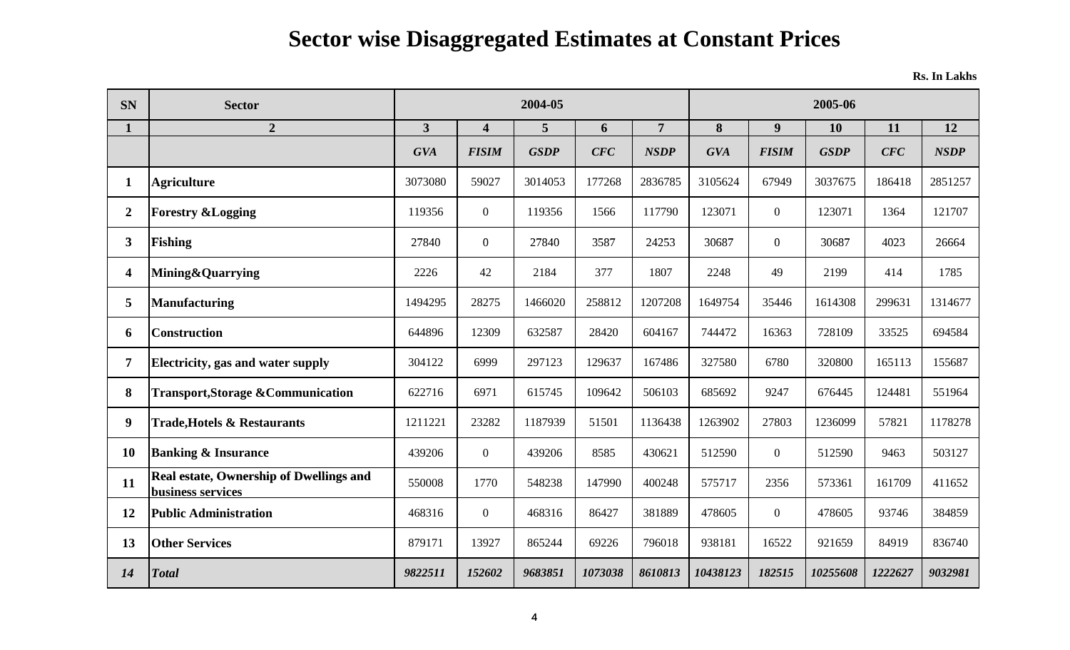# Sector wise Disaggregated Estimates at Constant Prices

**Rs. In Lakhs**

| SN | Sector | 2004-05 | | | | | 2005-06 | | | | |
|---|---|---|---|---|---|---|---|---|---|---|---|
| **1** | **2** | **3** | **4** | **5** | **6** | **7** | **8** | **9** | **10** | **11** | **12** |
| | | ***GVA*** | ***FISIM*** | ***GSDP*** | ***CFC*** | ***NSDP*** | ***GVA*** | ***FISIM*** | ***GSDP*** | ***CFC*** | ***NSDP*** |
| **1** | **Agriculture** | 3073080 | 59027 | 3014053 | 177268 | 2836785 | 3105624 | 67949 | 3037675 | 186418 | 2851257 |
| **2** | **Forestry &Logging** | 119356 | 0 | 119356 | 1566 | 117790 | 123071 | 0 | 123071 | 1364 | 121707 |
| **3** | **Fishing** | 27840 | 0 | 27840 | 3587 | 24253 | 30687 | 0 | 30687 | 4023 | 26664 |
| **4** | **Mining&Quarrying** | 2226 | 42 | 2184 | 377 | 1807 | 2248 | 49 | 2199 | 414 | 1785 |
| **5** | **Manufacturing** | 1494295 | 28275 | 1466020 | 258812 | 1207208 | 1649754 | 35446 | 1614308 | 299631 | 1314677 |
| **6** | **Construction** | 644896 | 12309 | 632587 | 28420 | 604167 | 744472 | 16363 | 728109 | 33525 | 694584 |
| **7** | **Electricity, gas and water supply** | 304122 | 6999 | 297123 | 129637 | 167486 | 327580 | 6780 | 320800 | 165113 | 155687 |
| **8** | **Transport,Storage &Communication** | 622716 | 6971 | 615745 | 109642 | 506103 | 685692 | 9247 | 676445 | 124481 | 551964 |
| **9** | **Trade,Hotels & Restaurants** | 1211221 | 23282 | 1187939 | 51501 | 1136438 | 1263902 | 27803 | 1236099 | 57821 | 1178278 |
| **10** | **Banking & Insurance** | 439206 | 0 | 439206 | 8585 | 430621 | 512590 | 0 | 512590 | 9463 | 503127 |
| **11** | **Real estate, Ownership of Dwellings and business services** | 550008 | 1770 | 548238 | 147990 | 400248 | 575717 | 2356 | 573361 | 161709 | 411652 |
| **12** | **Public Administration** | 468316 | 0 | 468316 | 86427 | 381889 | 478605 | 0 | 478605 | 93746 | 384859 |
| **13** | **Other Services** | 879171 | 13927 | 865244 | 69226 | 796018 | 938181 | 16522 | 921659 | 84919 | 836740 |
| ***14*** | ***Total*** | ***9822511*** | ***152602*** | ***9683851*** | ***1073038*** | ***8610813*** | ***10438123*** | ***182515*** | ***10255608*** | ***1222627*** | ***9032981*** |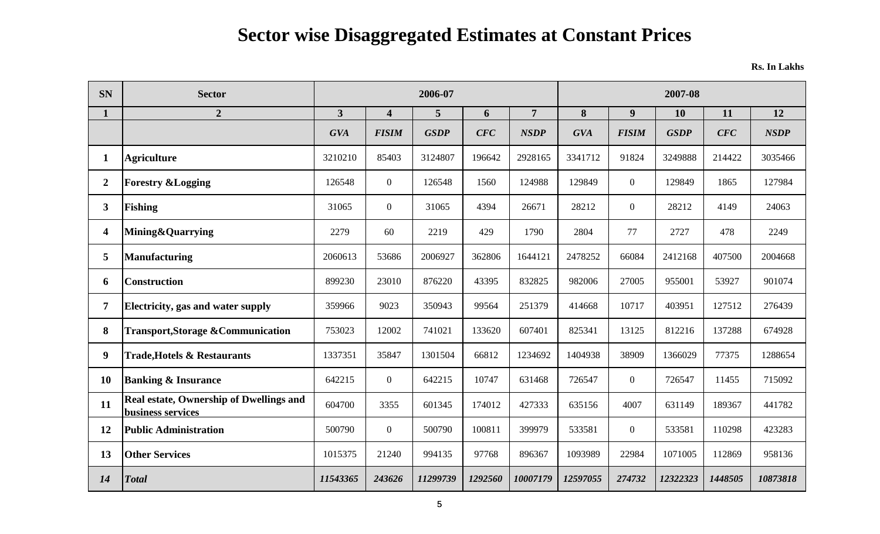# Sector wise Disaggregated Estimates at Constant Prices

**Rs. In Lakhs**

| SN | Sector | 2006-07 | | | | | 2007-08 | | | | |
|---|---|---|---|---|---|---|---|---|---|---|---|
| **1** | **2** | **3** | **4** | **5** | **6** | **7** | **8** | **9** | **10** | **11** | **12** |
| | | ***GVA*** | ***FISIM*** | ***GSDP*** | ***CFC*** | ***NSDP*** | ***GVA*** | ***FISIM*** | ***GSDP*** | ***CFC*** | ***NSDP*** |
| **1** | **Agriculture** | 3210210 | 85403 | 3124807 | 196642 | 2928165 | 3341712 | 91824 | 3249888 | 214422 | 3035466 |
| **2** | **Forestry &Logging** | 126548 | 0 | 126548 | 1560 | 124988 | 129849 | 0 | 129849 | 1865 | 127984 |
| **3** | **Fishing** | 31065 | 0 | 31065 | 4394 | 26671 | 28212 | 0 | 28212 | 4149 | 24063 |
| **4** | **Mining&Quarrying** | 2279 | 60 | 2219 | 429 | 1790 | 2804 | 77 | 2727 | 478 | 2249 |
| **5** | **Manufacturing** | 2060613 | 53686 | 2006927 | 362806 | 1644121 | 2478252 | 66084 | 2412168 | 407500 | 2004668 |
| **6** | **Construction** | 899230 | 23010 | 876220 | 43395 | 832825 | 982006 | 27005 | 955001 | 53927 | 901074 |
| **7** | **Electricity, gas and water supply** | 359966 | 9023 | 350943 | 99564 | 251379 | 414668 | 10717 | 403951 | 127512 | 276439 |
| **8** | **Transport,Storage &Communication** | 753023 | 12002 | 741021 | 133620 | 607401 | 825341 | 13125 | 812216 | 137288 | 674928 |
| **9** | **Trade,Hotels & Restaurants** | 1337351 | 35847 | 1301504 | 66812 | 1234692 | 1404938 | 38909 | 1366029 | 77375 | 1288654 |
| **10** | **Banking & Insurance** | 642215 | 0 | 642215 | 10747 | 631468 | 726547 | 0 | 726547 | 11455 | 715092 |
| **11** | **Real estate, Ownership of Dwellings and business services** | 604700 | 3355 | 601345 | 174012 | 427333 | 635156 | 4007 | 631149 | 189367 | 441782 |
| **12** | **Public Administration** | 500790 | 0 | 500790 | 100811 | 399979 | 533581 | 0 | 533581 | 110298 | 423283 |
| **13** | **Other Services** | 1015375 | 21240 | 994135 | 97768 | 896367 | 1093989 | 22984 | 1071005 | 112869 | 958136 |
| ***14*** | ***Total*** | ***11543365*** | ***243626*** | ***11299739*** | ***1292560*** | ***10007179*** | ***12597055*** | ***274732*** | ***12322323*** | ***1448505*** | ***10873818*** |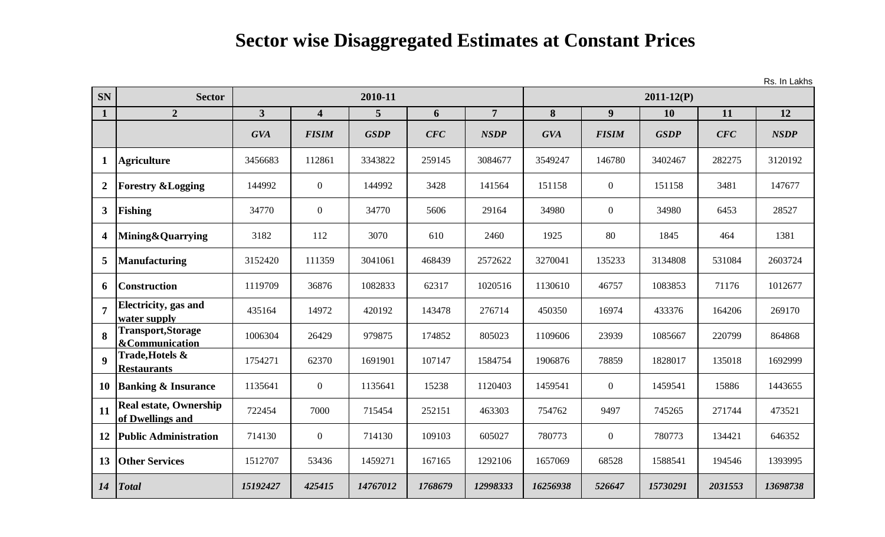# Sector wise Disaggregated Estimates at Constant Prices

Rs. In Lakhs

| SN | Sector | 2010-11 | | | | | 2011-12(P) | | | | |
|---|---|---|---|---|---|---|---|---|---|---|---|
| 1 | 2 | 3 | 4 | 5 | 6 | 7 | 8 | 9 | 10 | 11 | 12 |
| | | *GVA* | *FISIM* | *GSDP* | *CFC* | *NSDP* | *GVA* | *FISIM* | *GSDP* | *CFC* | *NSDP* |
| 1 | **Agriculture** | 3456683 | 112861 | 3343822 | 259145 | 3084677 | 3549247 | 146780 | 3402467 | 282275 | 3120192 |
| 2 | **Forestry &Logging** | 144992 | 0 | 144992 | 3428 | 141564 | 151158 | 0 | 151158 | 3481 | 147677 |
| 3 | **Fishing** | 34770 | 0 | 34770 | 5606 | 29164 | 34980 | 0 | 34980 | 6453 | 28527 |
| 4 | **Mining&Quarrying** | 3182 | 112 | 3070 | 610 | 2460 | 1925 | 80 | 1845 | 464 | 1381 |
| 5 | **Manufacturing** | 3152420 | 111359 | 3041061 | 468439 | 2572622 | 3270041 | 135233 | 3134808 | 531084 | 2603724 |
| 6 | **Construction** | 1119709 | 36876 | 1082833 | 62317 | 1020516 | 1130610 | 46757 | 1083853 | 71176 | 1012677 |
| 7 | **Electricity, gas and water supply** | 435164 | 14972 | 420192 | 143478 | 276714 | 450350 | 16974 | 433376 | 164206 | 269170 |
| 8 | **Transport,Storage &Communication** | 1006304 | 26429 | 979875 | 174852 | 805023 | 1109606 | 23939 | 1085667 | 220799 | 864868 |
| 9 | **Trade,Hotels & Restaurants** | 1754271 | 62370 | 1691901 | 107147 | 1584754 | 1906876 | 78859 | 1828017 | 135018 | 1692999 |
| 10 | **Banking & Insurance** | 1135641 | 0 | 1135641 | 15238 | 1120403 | 1459541 | 0 | 1459541 | 15886 | 1443655 |
| 11 | **Real estate, Ownership of Dwellings and** | 722454 | 7000 | 715454 | 252151 | 463303 | 754762 | 9497 | 745265 | 271744 | 473521 |
| 12 | **Public Administration** | 714130 | 0 | 714130 | 109103 | 605027 | 780773 | 0 | 780773 | 134421 | 646352 |
| 13 | **Other Services** | 1512707 | 53436 | 1459271 | 167165 | 1292106 | 1657069 | 68528 | 1588541 | 194546 | 1393995 |
| *14* | ***Total*** | *15192427* | *425415* | *14767012* | *1768679* | *12998333* | *16256938* | *526647* | *15730291* | *2031553* | *13698738* |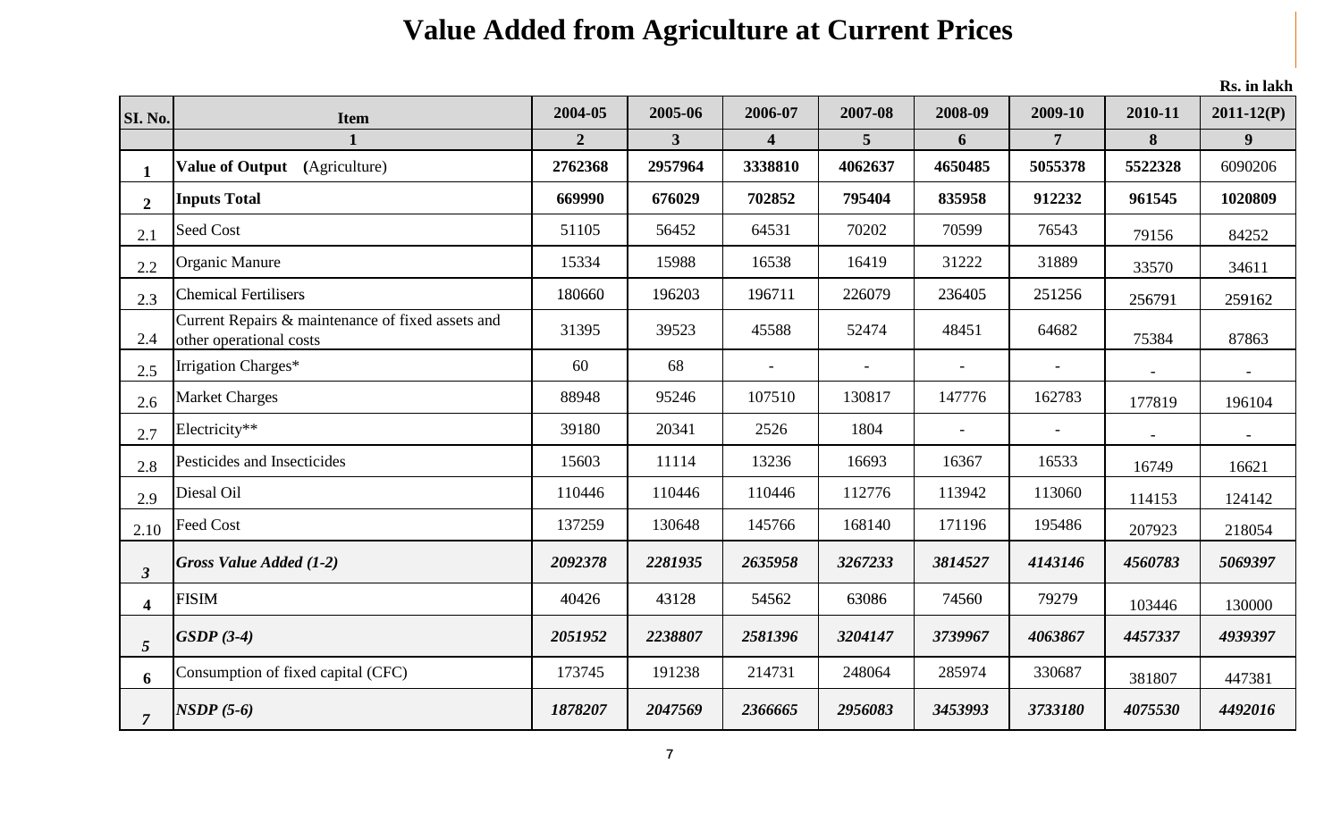# Value Added from Agriculture at Current Prices

Rs. in lakh

| SI. No. | Item | 2004-05 | 2005-06 | 2006-07 | 2007-08 | 2008-09 | 2009-10 | 2010-11 | 2011-12(P) |
|---|---|---|---|---|---|---|---|---|---|
| | **1** | **2** | **3** | **4** | **5** | **6** | **7** | **8** | **9** |
| **1** | **Value of Output** (Agriculture) | **2762368** | **2957964** | **3338810** | **4062637** | **4650485** | **5055378** | **5522328** | 6090206 |
| **2** | **Inputs Total** | **669990** | **676029** | **702852** | **795404** | **835958** | **912232** | **961545** | **1020809** |
| 2.1 | Seed Cost | 51105 | 56452 | 64531 | 70202 | 70599 | 76543 | 79156 | 84252 |
| 2.2 | Organic Manure | 15334 | 15988 | 16538 | 16419 | 31222 | 31889 | 33570 | 34611 |
| 2.3 | Chemical Fertilisers | 180660 | 196203 | 196711 | 226079 | 236405 | 251256 | 256791 | 259162 |
| 2.4 | Current Repairs & maintenance of fixed assets and other operational costs | 31395 | 39523 | 45588 | 52474 | 48451 | 64682 | 75384 | 87863 |
| 2.5 | Irrigation Charges* | 60 | 68 | - | - | - | - | - | - |
| 2.6 | Market Charges | 88948 | 95246 | 107510 | 130817 | 147776 | 162783 | 177819 | 196104 |
| 2.7 | Electricity** | 39180 | 20341 | 2526 | 1804 | - | - | - | - |
| 2.8 | Pesticides and Insecticides | 15603 | 11114 | 13236 | 16693 | 16367 | 16533 | 16749 | 16621 |
| 2.9 | Diesel Oil | 110446 | 110446 | 110446 | 112776 | 113942 | 113060 | 114153 | 124142 |
| 2.10 | Feed Cost | 137259 | 130648 | 145766 | 168140 | 171196 | 195486 | 207923 | 218054 |
| ***3*** | ***Gross Value Added (1-2)*** | ***2092378*** | ***2281935*** | ***2635958*** | ***3267233*** | ***3814527*** | ***4143146*** | ***4560783*** | ***5069397*** |
| **4** | FISIM | 40426 | 43128 | 54562 | 63086 | 74560 | 79279 | 103446 | 130000 |
| ***5*** | ***GSDP (3-4)*** | ***2051952*** | ***2238807*** | ***2581396*** | ***3204147*** | ***3739967*** | ***4063867*** | ***4457337*** | ***4939397*** |
| **6** | Consumption of fixed capital (CFC) | 173745 | 191238 | 214731 | 248064 | 285974 | 330687 | 381807 | 447381 |
| ***7*** | ***NSDP (5-6)*** | ***1878207*** | ***2047569*** | ***2366665*** | ***2956083*** | ***3453993*** | ***3733180*** | ***4075530*** | ***4492016*** |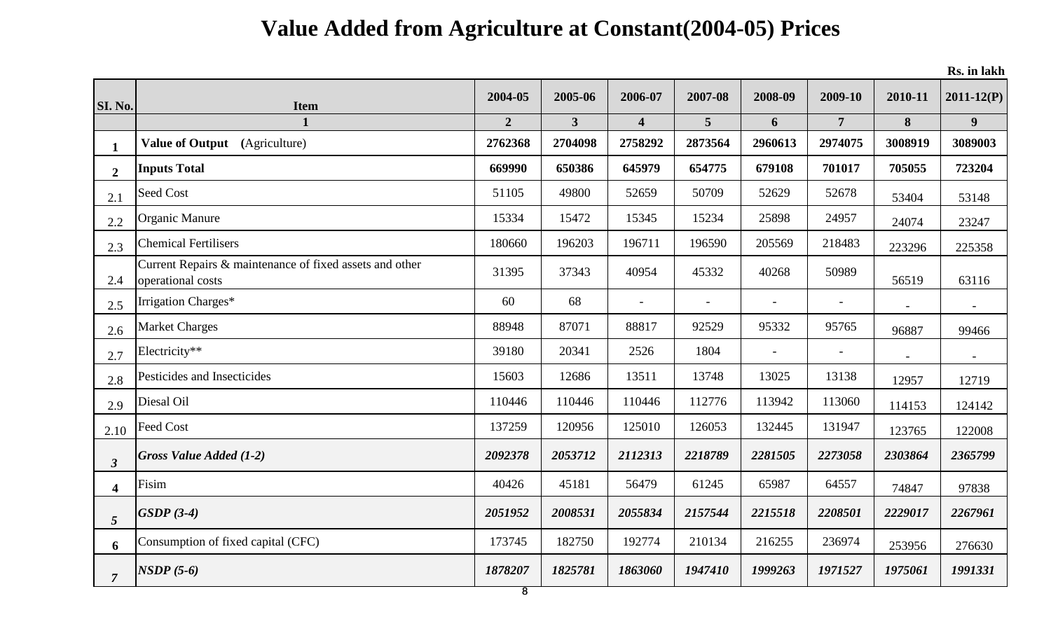# Value Added from Agriculture at Constant(2004-05) Prices

Rs. in lakh

| SI. No. | Item | 2004-05 | 2005-06 | 2006-07 | 2007-08 | 2008-09 | 2009-10 | 2010-11 | 2011-12(P) |
|---|---|---|---|---|---|---|---|---|---|
| | 1 | 2 | 3 | 4 | 5 | 6 | 7 | 8 | 9 |
| **1** | **Value of Output (Agriculture)** | **2762368** | **2704098** | **2758292** | **2873564** | **2960613** | **2974075** | **3008919** | **3089003** |
| **2** | **Inputs Total** | **669990** | **650386** | **645979** | **654775** | **679108** | **701017** | **705055** | **723204** |
| 2.1 | Seed Cost | 51105 | 49800 | 52659 | 50709 | 52629 | 52678 | 53404 | 53148 |
| 2.2 | Organic Manure | 15334 | 15472 | 15345 | 15234 | 25898 | 24957 | 24074 | 23247 |
| 2.3 | Chemical Fertilisers | 180660 | 196203 | 196711 | 196590 | 205569 | 218483 | 223296 | 225358 |
| 2.4 | Current Repairs & maintenance of fixed assets and other operational costs | 31395 | 37343 | 40954 | 45332 | 40268 | 50989 | 56519 | 63116 |
| 2.5 | Irrigation Charges* | 60 | 68 | - | - | - | - | - | - |
| 2.6 | Market Charges | 88948 | 87071 | 88817 | 92529 | 95332 | 95765 | 96887 | 99466 |
| 2.7 | Electricity** | 39180 | 20341 | 2526 | 1804 | - | - | - | - |
| 2.8 | Pesticides and Insecticides | 15603 | 12686 | 13511 | 13748 | 13025 | 13138 | 12957 | 12719 |
| 2.9 | Diesal Oil | 110446 | 110446 | 110446 | 112776 | 113942 | 113060 | 114153 | 124142 |
| 2.10 | Feed Cost | 137259 | 120956 | 125010 | 126053 | 132445 | 131947 | 123765 | 122008 |
| ***3*** | ***Gross Value Added (1-2)*** | ***2092378*** | ***2053712*** | ***2112313*** | ***2218789*** | ***2281505*** | ***2273058*** | ***2303864*** | ***2365799*** |
| **4** | Fisim | 40426 | 45181 | 56479 | 61245 | 65987 | 64557 | 74847 | 97838 |
| ***5*** | ***GSDP (3-4)*** | ***2051952*** | ***2008531*** | ***2055834*** | ***2157544*** | ***2215518*** | ***2208501*** | ***2229017*** | ***2267961*** |
| **6** | Consumption of fixed capital (CFC) | 173745 | 182750 | 192774 | 210134 | 216255 | 236974 | 253956 | 276630 |
| ***7*** | ***NSDP (5-6)*** | ***1878207*** | ***1825781*** | ***1863060*** | ***1947410*** | ***1999263*** | ***1971527*** | ***1975061*** | ***1991331*** |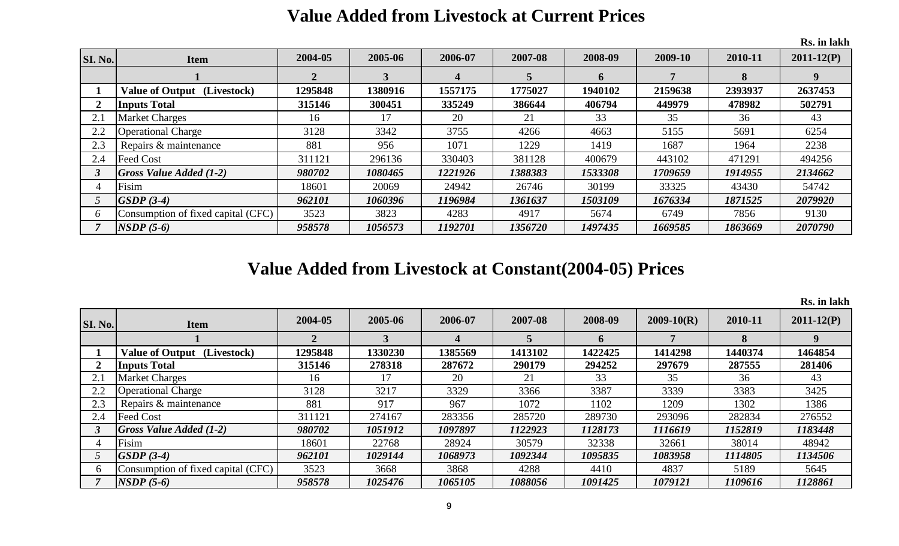# Value Added from Livestock at Current Prices

Rs. in lakh

| SI. No. | Item | 2004-05 | 2005-06 | 2006-07 | 2007-08 | 2008-09 | 2009-10 | 2010-11 | 2011-12(P) |
|---|---|---|---|---|---|---|---|---|---|
| | 1 | 2 | 3 | 4 | 5 | 6 | 7 | 8 | 9 |
| **1** | **Value of Output (Livestock)** | **1295848** | **1380916** | **1557175** | **1775027** | **1940102** | **2159638** | **2393937** | **2637453** |
| **2** | **Inputs Total** | **315146** | **300451** | **335249** | **386644** | **406794** | **449979** | **478982** | **502791** |
| 2.1 | Market Charges | 16 | 17 | 20 | 21 | 33 | 35 | 36 | 43 |
| 2.2 | Operational Charge | 3128 | 3342 | 3755 | 4266 | 4663 | 5155 | 5691 | 6254 |
| 2.3 | Repairs & maintenance | 881 | 956 | 1071 | 1229 | 1419 | 1687 | 1964 | 2238 |
| 2.4 | Feed Cost | 311121 | 296136 | 330403 | 381128 | 400679 | 443102 | 471291 | 494256 |
| ***3*** | ***Gross Value Added (1-2)*** | ***980702*** | ***1080465*** | ***1221926*** | ***1388383*** | ***1533308*** | ***1709659*** | ***1914955*** | ***2134662*** |
| 4 | Fisim | 18601 | 20069 | 24942 | 26746 | 30199 | 33325 | 43430 | 54742 |
| *5* | ***GSDP (3-4)*** | ***962101*** | ***1060396*** | ***1196984*** | ***1361637*** | ***1503109*** | ***1676334*** | ***1871525*** | ***2079920*** |
| *6* | Consumption of fixed capital (CFC) | 3523 | 3823 | 4283 | 4917 | 5674 | 6749 | 7856 | 9130 |
| ***7*** | ***NSDP (5-6)*** | ***958578*** | ***1056573*** | ***1192701*** | ***1356720*** | ***1497435*** | ***1669585*** | ***1863669*** | ***2070790*** |

# Value Added from Livestock at Constant(2004-05) Prices

Rs. in lakh

| SI. No. | Item | 2004-05 | 2005-06 | 2006-07 | 2007-08 | 2008-09 | 2009-10(R) | 2010-11 | 2011-12(P) |
|---|---|---|---|---|---|---|---|---|---|
| | 1 | 2 | 3 | 4 | 5 | 6 | 7 | 8 | 9 |
| **1** | **Value of Output (Livestock)** | **1295848** | **1330230** | **1385569** | **1413102** | **1422425** | **1414298** | **1440374** | **1464854** |
| **2** | **Inputs Total** | **315146** | **278318** | **287672** | **290179** | **294252** | **297679** | **287555** | **281406** |
| 2.1 | Market Charges | 16 | 17 | 20 | 21 | 33 | 35 | 36 | 43 |
| 2.2 | Operational Charge | 3128 | 3217 | 3329 | 3366 | 3387 | 3339 | 3383 | 3425 |
| 2.3 | Repairs & maintenance | 881 | 917 | 967 | 1072 | 1102 | 1209 | 1302 | 1386 |
| 2.4 | Feed Cost | 311121 | 274167 | 283356 | 285720 | 289730 | 293096 | 282834 | 276552 |
| ***3*** | ***Gross Value Added (1-2)*** | ***980702*** | ***1051912*** | ***1097897*** | ***1122923*** | ***1128173*** | ***1116619*** | ***1152819*** | ***1183448*** |
| 4 | Fisim | 18601 | 22768 | 28924 | 30579 | 32338 | 32661 | 38014 | 48942 |
| *5* | ***GSDP (3-4)*** | ***962101*** | ***1029144*** | ***1068973*** | ***1092344*** | ***1095835*** | ***1083958*** | ***1114805*** | ***1134506*** |
| 6 | Consumption of fixed capital (CFC) | 3523 | 3668 | 3868 | 4288 | 4410 | 4837 | 5189 | 5645 |
| ***7*** | ***NSDP (5-6)*** | ***958578*** | ***1025476*** | ***1065105*** | ***1088056*** | ***1091425*** | ***1079121*** | ***1109616*** | ***1128861*** |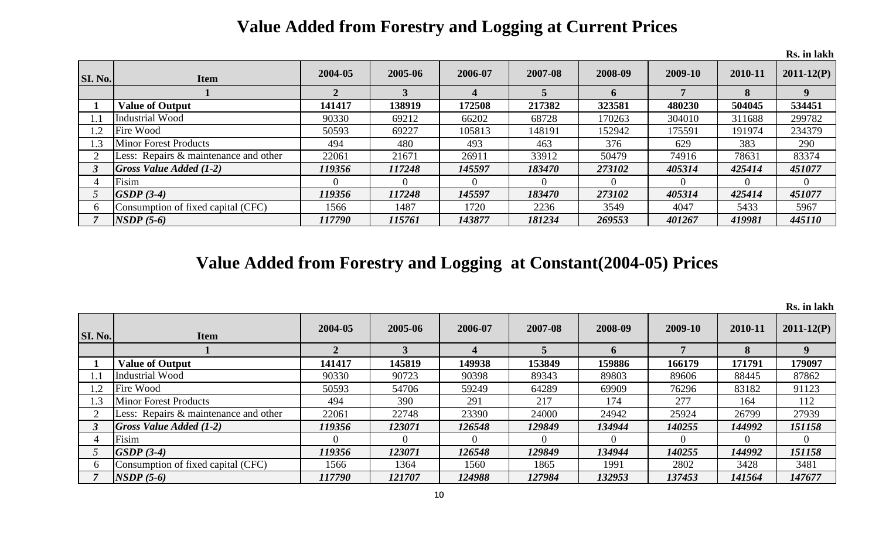# Value Added from Forestry and Logging at Current Prices

Rs. in lakh

| SI. No. | Item | 2004-05 | 2005-06 | 2006-07 | 2007-08 | 2008-09 | 2009-10 | 2010-11 | 2011-12(P) |
|---|---|---|---|---|---|---|---|---|---|
| | **1** | **2** | **3** | **4** | **5** | **6** | **7** | **8** | **9** |
| **1** | **Value of Output** | **141417** | **138919** | **172508** | **217382** | **323581** | **480230** | **504045** | **534451** |
| 1.1 | Industrial Wood | 90330 | 69212 | 66202 | 68728 | 170263 | 304010 | 311688 | 299782 |
| 1.2 | Fire Wood | 50593 | 69227 | 105813 | 148191 | 152942 | 175591 | 191974 | 234379 |
| 1.3 | Minor Forest Products | 494 | 480 | 493 | 463 | 376 | 629 | 383 | 290 |
| 2 | Less: Repairs & maintenance and other | 22061 | 21671 | 26911 | 33912 | 50479 | 74916 | 78631 | 83374 |
| ***3*** | ***Gross Value Added (1-2)*** | ***119356*** | ***117248*** | ***145597*** | ***183470*** | ***273102*** | ***405314*** | ***425414*** | ***451077*** |
| 4 | Fisim | 0 | 0 | 0 | 0 | 0 | 0 | 0 | 0 |
| *5* | ***GSDP (3-4)*** | ***119356*** | ***117248*** | ***145597*** | ***183470*** | ***273102*** | ***405314*** | ***425414*** | ***451077*** |
| 6 | Consumption of fixed capital (CFC) | 1566 | 1487 | 1720 | 2236 | 3549 | 4047 | 5433 | 5967 |
| *7* | ***NSDP (5-6)*** | ***117790*** | ***115761*** | ***143877*** | ***181234*** | ***269553*** | ***401267*** | ***419981*** | ***445110*** |

# Value Added from Forestry and Logging at Constant(2004-05) Prices

Rs. in lakh

| SI. No. | Item | 2004-05 | 2005-06 | 2006-07 | 2007-08 | 2008-09 | 2009-10 | 2010-11 | 2011-12(P) |
|---|---|---|---|---|---|---|---|---|---|
| | **1** | **2** | **3** | **4** | **5** | **6** | **7** | **8** | **9** |
| **1** | **Value of Output** | **141417** | **145819** | **149938** | **153849** | **159886** | **166179** | **171791** | **179097** |
| 1.1 | Industrial Wood | 90330 | 90723 | 90398 | 89343 | 89803 | 89606 | 88445 | 87862 |
| 1.2 | Fire Wood | 50593 | 54706 | 59249 | 64289 | 69909 | 76296 | 83182 | 91123 |
| 1.3 | Minor Forest Products | 494 | 390 | 291 | 217 | 174 | 277 | 164 | 112 |
| 2 | Less: Repairs & maintenance and other | 22061 | 22748 | 23390 | 24000 | 24942 | 25924 | 26799 | 27939 |
| ***3*** | ***Gross Value Added (1-2)*** | ***119356*** | ***123071*** | ***126548*** | ***129849*** | ***134944*** | ***140255*** | ***144992*** | ***151158*** |
| 4 | Fisim | 0 | 0 | 0 | 0 | 0 | 0 | 0 | 0 |
| *5* | ***GSDP (3-4)*** | ***119356*** | ***123071*** | ***126548*** | ***129849*** | ***134944*** | ***140255*** | ***144992*** | ***151158*** |
| 6 | Consumption of fixed capital (CFC) | 1566 | 1364 | 1560 | 1865 | 1991 | 2802 | 3428 | 3481 |
| *7* | ***NSDP (5-6)*** | ***117790*** | ***121707*** | ***124988*** | ***127984*** | ***132953*** | ***137453*** | ***141564*** | ***147677*** |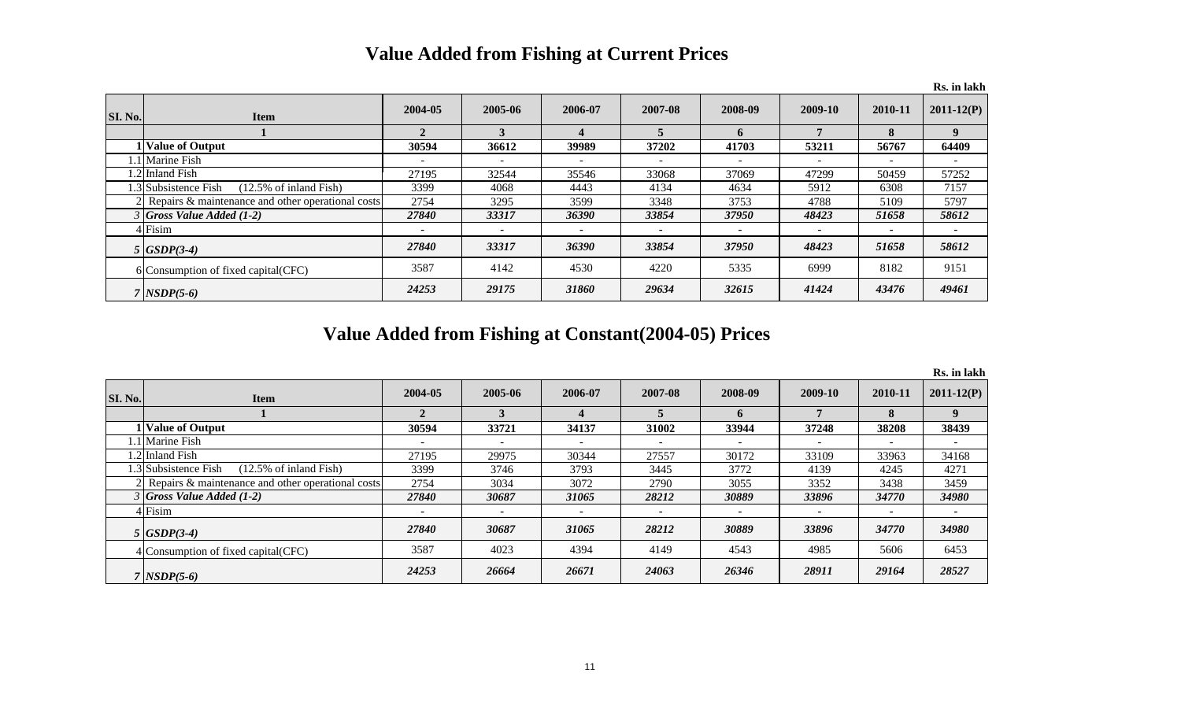# Value Added from Fishing at Current Prices

Rs. in lakh

| Sl. No. | Item | 2004-05 | 2005-06 | 2006-07 | 2007-08 | 2008-09 | 2009-10 | 2010-11 | 2011-12(P) |
|---|---|---|---|---|---|---|---|---|---|
| | 1 | 2 | 3 | 4 | 5 | 6 | 7 | 8 | 9 |
| 1 | **Value of Output** | **30594** | **36612** | **39989** | **37202** | **41703** | **53211** | **56767** | **64409** |
| 1.1 | Marine Fish | - | - | - | - | - | - | - | - |
| 1.2 | Inland Fish | 27195 | 32544 | 35546 | 33068 | 37069 | 47299 | 50459 | 57252 |
| 1.3 | Subsistence Fish (12.5% of inland Fish) | 3399 | 4068 | 4443 | 4134 | 4634 | 5912 | 6308 | 7157 |
| 2 | Repairs & maintenance and other operational costs | 2754 | 3295 | 3599 | 3348 | 3753 | 4788 | 5109 | 5797 |
| *3* | ***Gross Value Added (1-2)*** | ***27840*** | ***33317*** | ***36390*** | ***33854*** | ***37950*** | ***48423*** | ***51658*** | ***58612*** |
| 4 | Fisim | - | - | - | - | - | - | - | - |
| *5* | ***GSDP(3-4)*** | ***27840*** | ***33317*** | ***36390*** | ***33854*** | ***37950*** | ***48423*** | ***51658*** | ***58612*** |
| 6 | Consumption of fixed capital(CFC) | 3587 | 4142 | 4530 | 4220 | 5335 | 6999 | 8182 | 9151 |
| *7* | ***NSDP(5-6)*** | ***24253*** | ***29175*** | ***31860*** | ***29634*** | ***32615*** | ***41424*** | ***43476*** | ***49461*** |

# Value Added from Fishing at Constant(2004-05) Prices

Rs. in lakh

| Sl. No. | Item | 2004-05 | 2005-06 | 2006-07 | 2007-08 | 2008-09 | 2009-10 | 2010-11 | 2011-12(P) |
|---|---|---|---|---|---|---|---|---|---|
| | 1 | 2 | 3 | 4 | 5 | 6 | 7 | 8 | 9 |
| 1 | **Value of Output** | **30594** | **33721** | **34137** | **31002** | **33944** | **37248** | **38208** | **38439** |
| 1.1 | Marine Fish | - | - | - | - | - | - | - | - |
| 1.2 | Inland Fish | 27195 | 29975 | 30344 | 27557 | 30172 | 33109 | 33963 | 34168 |
| 1.3 | Subsistence Fish (12.5% of inland Fish) | 3399 | 3746 | 3793 | 3445 | 3772 | 4139 | 4245 | 4271 |
| 2 | Repairs & maintenance and other operational costs | 2754 | 3034 | 3072 | 2790 | 3055 | 3352 | 3438 | 3459 |
| *3* | ***Gross Value Added (1-2)*** | ***27840*** | ***30687*** | ***31065*** | ***28212*** | ***30889*** | ***33896*** | ***34770*** | ***34980*** |
| 4 | Fisim | - | - | - | - | - | - | - | - |
| *5* | ***GSDP(3-4)*** | ***27840*** | ***30687*** | ***31065*** | ***28212*** | ***30889*** | ***33896*** | ***34770*** | ***34980*** |
| 4 | Consumption of fixed capital(CFC) | 3587 | 4023 | 4394 | 4149 | 4543 | 4985 | 5606 | 6453 |
| *7* | ***NSDP(5-6)*** | ***24253*** | ***26664*** | ***26671*** | ***24063*** | ***26346*** | ***28911*** | ***29164*** | ***28527*** |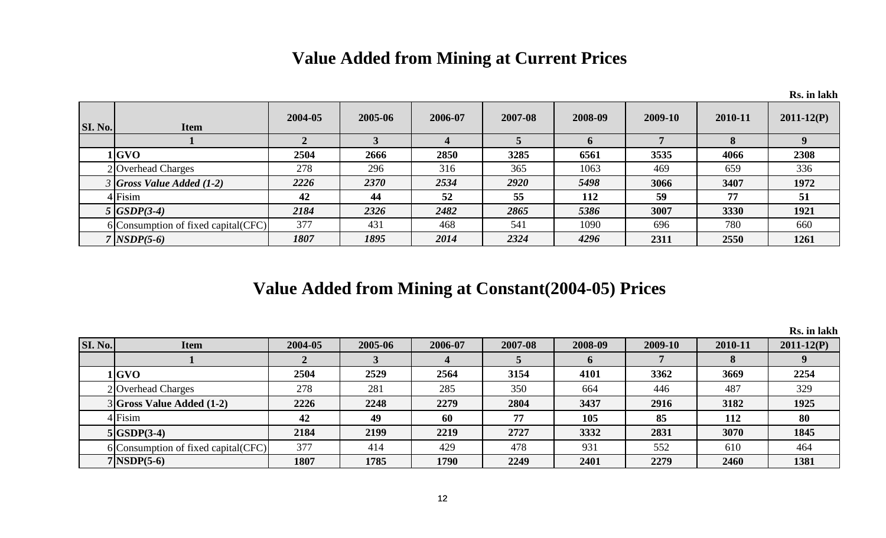# Value Added from Mining at Current Prices

Rs. in lakh

| SI. No. | Item | 2004-05 | 2005-06 | 2006-07 | 2007-08 | 2008-09 | 2009-10 | 2010-11 | 2011-12(P) |
|---|---|---|---|---|---|---|---|---|---|
| | 1 | 2 | 3 | 4 | 5 | 6 | 7 | 8 | 9 |
| 1 | **GVO** | **2504** | **2666** | **2850** | **3285** | **6561** | **3535** | **4066** | **2308** |
| 2 | Overhead Charges | 278 | 296 | 316 | 365 | 1063 | 469 | 659 | 336 |
| *3* | ***Gross Value Added (1-2)*** | ***2226*** | ***2370*** | ***2534*** | ***2920*** | ***5498*** | **3066** | **3407** | **1972** |
| 4 | Fisim | **42** | **44** | **52** | **55** | **112** | **59** | **77** | **51** |
| *5* | ***GSDP(3-4)*** | ***2184*** | ***2326*** | ***2482*** | ***2865*** | ***5386*** | **3007** | **3330** | **1921** |
| 6 | Consumption of fixed capital(CFC) | 377 | 431 | 468 | 541 | 1090 | 696 | 780 | 660 |
| *7* | ***NSDP(5-6)*** | ***1807*** | ***1895*** | ***2014*** | ***2324*** | ***4296*** | **2311** | **2550** | **1261** |

# Value Added from Mining at Constant(2004-05) Prices

Rs. in lakh

| SI. No. | Item | 2004-05 | 2005-06 | 2006-07 | 2007-08 | 2008-09 | 2009-10 | 2010-11 | 2011-12(P) |
|---|---|---|---|---|---|---|---|---|---|
| | 1 | 2 | 3 | 4 | 5 | 6 | 7 | 8 | 9 |
| 1 | **GVO** | **2504** | **2529** | **2564** | **3154** | **4101** | **3362** | **3669** | **2254** |
| 2 | Overhead Charges | 278 | 281 | 285 | 350 | 664 | 446 | 487 | 329 |
| 3 | **Gross Value Added (1-2)** | **2226** | **2248** | **2279** | **2804** | **3437** | **2916** | **3182** | **1925** |
| 4 | Fisim | **42** | **49** | **60** | **77** | **105** | **85** | **112** | **80** |
| 5 | **GSDP(3-4)** | **2184** | **2199** | **2219** | **2727** | **3332** | **2831** | **3070** | **1845** |
| 6 | Consumption of fixed capital(CFC) | 377 | 414 | 429 | 478 | 931 | 552 | 610 | 464 |
| 7 | **NSDP(5-6)** | **1807** | **1785** | **1790** | **2249** | **2401** | **2279** | **2460** | **1381** |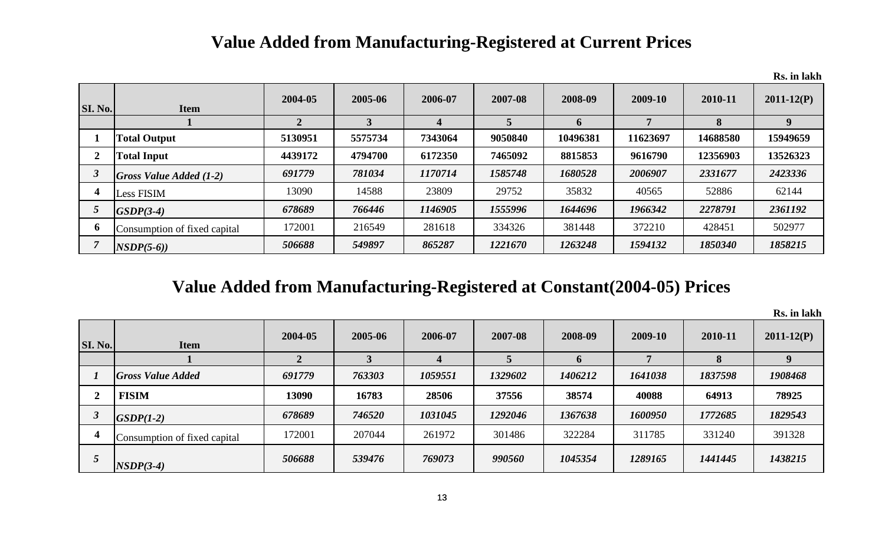# Value Added from Manufacturing-Registered at Current Prices

Rs. in lakh

| Sl. No. | Item | 2004-05 | 2005-06 | 2006-07 | 2007-08 | 2008-09 | 2009-10 | 2010-11 | 2011-12(P) |
|---|---|---|---|---|---|---|---|---|---|
| | 1 | 2 | 3 | 4 | 5 | 6 | 7 | 8 | 9 |
| 1 | **Total Output** | **5130951** | **5575734** | **7343064** | **9050840** | **10496381** | **11623697** | **14688580** | **15949659** |
| 2 | **Total Input** | **4439172** | **4794700** | **6172350** | **7465092** | **8815853** | **9616790** | **12356903** | **13526323** |
| *3* | ***Gross Value Added (1-2)*** | *691779* | *781034* | *1170714* | *1585748* | *1680528* | *2006907* | *2331677* | *2423336* |
| 4 | Less FISIM | 13090 | 14588 | 23809 | 29752 | 35832 | 40565 | 52886 | 62144 |
| *5* | ***GSDP(3-4)*** | *678689* | *766446* | *1146905* | *1555996* | *1644696* | *1966342* | *2278791* | *2361192* |
| 6 | Consumption of fixed capital | 172001 | 216549 | 281618 | 334326 | 381448 | 372210 | 428451 | 502977 |
| *7* | ***NSDP(5-6))*** | *506688* | *549897* | *865287* | *1221670* | *1263248* | *1594132* | *1850340* | *1858215* |

# Value Added from Manufacturing-Registered at Constant(2004-05) Prices

Rs. in lakh

| Sl. No. | Item | 2004-05 | 2005-06 | 2006-07 | 2007-08 | 2008-09 | 2009-10 | 2010-11 | 2011-12(P) |
|---|---|---|---|---|---|---|---|---|---|
| | 1 | 2 | 3 | 4 | 5 | 6 | 7 | 8 | 9 |
| *1* | ***Gross Value Added*** | *691779* | *763303* | *1059551* | *1329602* | *1406212* | *1641038* | *1837598* | *1908468* |
| 2 | **FISIM** | **13090** | **16783** | **28506** | **37556** | **38574** | **40088** | **64913** | **78925** |
| *3* | ***GSDP(1-2)*** | *678689* | *746520* | *1031045* | *1292046* | *1367638* | *1600950* | *1772685* | *1829543* |
| 4 | Consumption of fixed capital | 172001 | 207044 | 261972 | 301486 | 322284 | 311785 | 331240 | 391328 |
| *5* | ***NSDP(3-4)*** | *506688* | *539476* | *769073* | *990560* | *1045354* | *1289165* | *1441445* | *1438215* |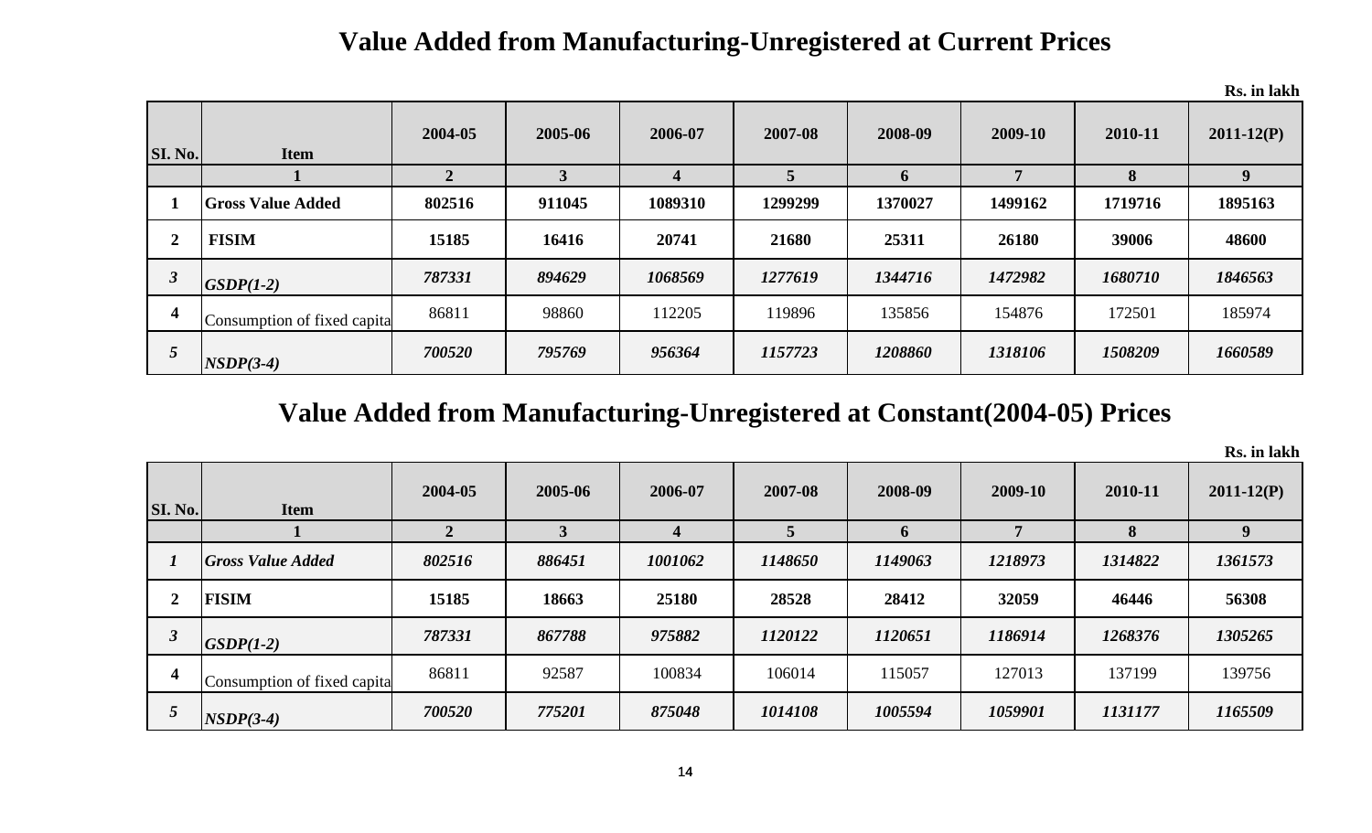## Value Added from Manufacturing-Unregistered at Current Prices

Rs. in lakh

| SI. No. | Item | 2004-05 | 2005-06 | 2006-07 | 2007-08 | 2008-09 | 2009-10 | 2010-11 | 2011-12(P) |
|---|---|---|---|---|---|---|---|---|---|
| | 1 | 2 | 3 | 4 | 5 | 6 | 7 | 8 | 9 |
| **1** | **Gross Value Added** | **802516** | **911045** | **1089310** | **1299299** | **1370027** | **1499162** | **1719716** | **1895163** |
| **2** | **FISIM** | **15185** | **16416** | **20741** | **21680** | **25311** | **26180** | **39006** | **48600** |
| ***3*** | ***GSDP(1-2)*** | ***787331*** | ***894629*** | ***1068569*** | ***1277619*** | ***1344716*** | ***1472982*** | ***1680710*** | ***1846563*** |
| **4** | Consumption of fixed capita | 86811 | 98860 | 112205 | 119896 | 135856 | 154876 | 172501 | 185974 |
| ***5*** | ***NSDP(3-4)*** | ***700520*** | ***795769*** | ***956364*** | ***1157723*** | ***1208860*** | ***1318106*** | ***1508209*** | ***1660589*** |

## Value Added from Manufacturing-Unregistered at Constant(2004-05) Prices

Rs. in lakh

| SI. No. | Item | 2004-05 | 2005-06 | 2006-07 | 2007-08 | 2008-09 | 2009-10 | 2010-11 | 2011-12(P) |
|---|---|---|---|---|---|---|---|---|---|
| | 1 | 2 | 3 | 4 | 5 | 6 | 7 | 8 | 9 |
| ***1*** | ***Gross Value Added*** | ***802516*** | ***886451*** | ***1001062*** | ***1148650*** | ***1149063*** | ***1218973*** | ***1314822*** | ***1361573*** |
| **2** | **FISIM** | **15185** | **18663** | **25180** | **28528** | **28412** | **32059** | **46446** | **56308** |
| ***3*** | ***GSDP(1-2)*** | ***787331*** | ***867788*** | ***975882*** | ***1120122*** | ***1120651*** | ***1186914*** | ***1268376*** | ***1305265*** |
| **4** | Consumption of fixed capita | 86811 | 92587 | 100834 | 106014 | 115057 | 127013 | 137199 | 139756 |
| ***5*** | ***NSDP(3-4)*** | ***700520*** | ***775201*** | ***875048*** | ***1014108*** | ***1005594*** | ***1059901*** | ***1131177*** | ***1165509*** |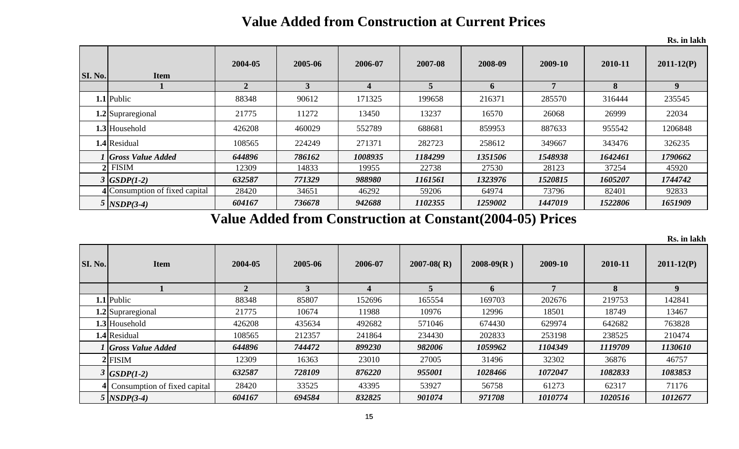# Value Added from Construction at Current Prices

Rs. in lakh

| Sl. No. | Item | 2004-05 | 2005-06 | 2006-07 | 2007-08 | 2008-09 | 2009-10 | 2010-11 | 2011-12(P) |
|---|---|---|---|---|---|---|---|---|---|
| | 1 | 2 | 3 | 4 | 5 | 6 | 7 | 8 | 9 |
| 1.1 | Public | 88348 | 90612 | 171325 | 199658 | 216371 | 285570 | 316444 | 235545 |
| 1.2 | Supraregional | 21775 | 11272 | 13450 | 13237 | 16570 | 26068 | 26999 | 22034 |
| 1.3 | Household | 426208 | 460029 | 552789 | 688681 | 859953 | 887633 | 955542 | 1206848 |
| 1.4 | Residual | 108565 | 224249 | 271371 | 282723 | 258612 | 349667 | 343476 | 326235 |
| *1* | ***Gross Value Added*** | ***644896*** | ***786162*** | ***1008935*** | ***1184299*** | ***1351506*** | ***1548938*** | ***1642461*** | ***1790662*** |
| 2 | FISIM | 12309 | 14833 | 19955 | 22738 | 27530 | 28123 | 37254 | 45920 |
| *3* | ***GSDP(1-2)*** | ***632587*** | ***771329*** | ***988980*** | ***1161561*** | ***1323976*** | ***1520815*** | ***1605207*** | ***1744742*** |
| 4 | Consumption of fixed capital | 28420 | 34651 | 46292 | 59206 | 64974 | 73796 | 82401 | 92833 |
| *5* | ***NSDP(3-4)*** | ***604167*** | ***736678*** | ***942688*** | ***1102355*** | ***1259002*** | ***1447019*** | ***1522806*** | ***1651909*** |

# Value Added from Construction at Constant(2004-05) Prices

Rs. in lakh

| Sl. No. | Item | 2004-05 | 2005-06 | 2006-07 | 2007-08( R) | 2008-09(R ) | 2009-10 | 2010-11 | 2011-12(P) |
|---|---|---|---|---|---|---|---|---|---|
| | 1 | 2 | 3 | 4 | 5 | 6 | 7 | 8 | 9 |
| 1.1 | Public | 88348 | 85807 | 152696 | 165554 | 169703 | 202676 | 219753 | 142841 |
| 1.2 | Supraregional | 21775 | 10674 | 11988 | 10976 | 12996 | 18501 | 18749 | 13467 |
| 1.3 | Household | 426208 | 435634 | 492682 | 571046 | 674430 | 629974 | 642682 | 763828 |
| 1.4 | Residual | 108565 | 212357 | 241864 | 234430 | 202833 | 253198 | 238525 | 210474 |
| *1* | ***Gross Value Added*** | ***644896*** | ***744472*** | ***899230*** | ***982006*** | ***1059962*** | ***1104349*** | ***1119709*** | ***1130610*** |
| 2 | FISIM | 12309 | 16363 | 23010 | 27005 | 31496 | 32302 | 36876 | 46757 |
| *3* | ***GSDP(1-2)*** | ***632587*** | ***728109*** | ***876220*** | ***955001*** | ***1028466*** | ***1072047*** | ***1082833*** | ***1083853*** |
| 4 | Consumption of fixed capital | 28420 | 33525 | 43395 | 53927 | 56758 | 61273 | 62317 | 71176 |
| *5* | ***NSDP(3-4)*** | ***604167*** | ***694584*** | ***832825*** | ***901074*** | ***971708*** | ***1010774*** | ***1020516*** | ***1012677*** |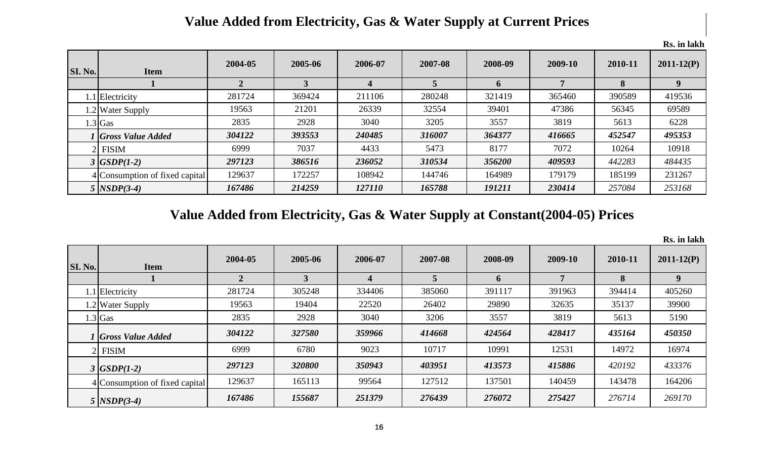## Value Added from Electricity, Gas & Water Supply at Current Prices

Rs. in lakh

| SI. No. | Item | 2004-05 | 2005-06 | 2006-07 | 2007-08 | 2008-09 | 2009-10 | 2010-11 | 2011-12(P) |
|---|---|---|---|---|---|---|---|---|---|
| | 1 | 2 | 3 | 4 | 5 | 6 | 7 | 8 | 9 |
| 1.1 | Electricity | 281724 | 369424 | 211106 | 280248 | 321419 | 365460 | 390589 | 419536 |
| 1.2 | Water Supply | 19563 | 21201 | 26339 | 32554 | 39401 | 47386 | 56345 | 69589 |
| 1.3 | Gas | 2835 | 2928 | 3040 | 3205 | 3557 | 3819 | 5613 | 6228 |
| *1* | ***Gross Value Added*** | ***304122*** | ***393553*** | ***240485*** | ***316007*** | ***364377*** | ***416665*** | ***452547*** | ***495353*** |
| 2 | FISIM | 6999 | 7037 | 4433 | 5473 | 8177 | 7072 | 10264 | 10918 |
| *3* | ***GSDP(1-2)*** | ***297123*** | ***386516*** | ***236052*** | ***310534*** | ***356200*** | ***409593*** | *442283* | *484435* |
| 4 | Consumption of fixed capital | 129637 | 172257 | 108942 | 144746 | 164989 | 179179 | 185199 | 231267 |
| *5* | ***NSDP(3-4)*** | ***167486*** | ***214259*** | ***127110*** | ***165788*** | ***191211*** | ***230414*** | *257084* | *253168* |

## Value Added from Electricity, Gas & Water Supply at Constant(2004-05) Prices

Rs. in lakh

| SI. No. | Item | 2004-05 | 2005-06 | 2006-07 | 2007-08 | 2008-09 | 2009-10 | 2010-11 | 2011-12(P) |
|---|---|---|---|---|---|---|---|---|---|
| | 1 | 2 | 3 | 4 | 5 | 6 | 7 | 8 | 9 |
| 1.1 | Electricity | 281724 | 305248 | 334406 | 385060 | 391117 | 391963 | 394414 | 405260 |
| 1.2 | Water Supply | 19563 | 19404 | 22520 | 26402 | 29890 | 32635 | 35137 | 39900 |
| 1.3 | Gas | 2835 | 2928 | 3040 | 3206 | 3557 | 3819 | 5613 | 5190 |
| *1* | ***Gross Value Added*** | ***304122*** | ***327580*** | ***359966*** | ***414668*** | ***424564*** | ***428417*** | ***435164*** | ***450350*** |
| 2 | FISIM | 6999 | 6780 | 9023 | 10717 | 10991 | 12531 | 14972 | 16974 |
| *3* | ***GSDP(1-2)*** | ***297123*** | ***320800*** | ***350943*** | ***403951*** | ***413573*** | ***415886*** | *420192* | *433376* |
| 4 | Consumption of fixed capital | 129637 | 165113 | 99564 | 127512 | 137501 | 140459 | 143478 | 164206 |
| *5* | ***NSDP(3-4)*** | ***167486*** | ***155687*** | ***251379*** | ***276439*** | ***276072*** | ***275427*** | *276714* | *269170* |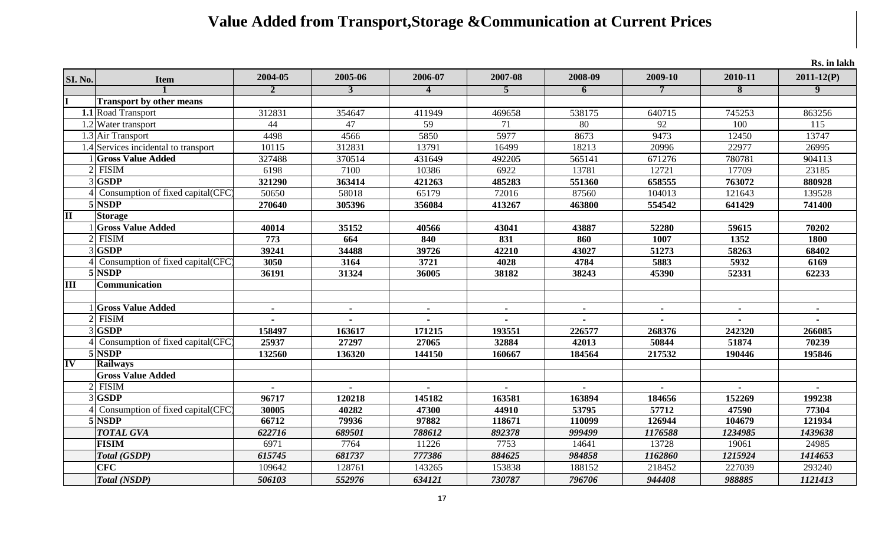# Value Added from Transport,Storage &Communication at Current Prices

Rs. in lakh

| SI. No. | Item | 2004-05 | 2005-06 | 2006-07 | 2007-08 | 2008-09 | 2009-10 | 2010-11 | 2011-12(P) |
|---|---|---|---|---|---|---|---|---|---|
| | 1 | 2 | 3 | 4 | 5 | 6 | 7 | 8 | 9 |
| I | **Transport by other means** | | | | | | | | |
| **1.1** | Road Transport | 312831 | 354647 | 411949 | 469658 | 538175 | 640715 | 745253 | 863256 |
| 1.2 | Water transport | 44 | 47 | 59 | 71 | 80 | 92 | 100 | 115 |
| 1.3 | Air Transport | 4498 | 4566 | 5850 | 5977 | 8673 | 9473 | 12450 | 13747 |
| 1.4 | Services incidental to transport | 10115 | 312831 | 13791 | 16499 | 18213 | 20996 | 22977 | 26995 |
| 1 | **Gross Value Added** | 327488 | 370514 | 431649 | 492205 | 565141 | 671276 | 780781 | 904113 |
| 2 | FISIM | 6198 | 7100 | 10386 | 6922 | 13781 | 12721 | 17709 | 23185 |
| 3 | **GSDP** | **321290** | **363414** | **421263** | **485283** | **551360** | **658555** | **763072** | **880928** |
| 4 | Consumption of fixed capital(CFC) | 50650 | 58018 | 65179 | 72016 | 87560 | 104013 | 121643 | 139528 |
| 5 | **NSDP** | **270640** | **305396** | **356084** | **413267** | **463800** | **554542** | **641429** | **741400** |
| II | **Storage** | | | | | | | | |
| 1 | **Gross Value Added** | **40014** | **35152** | **40566** | **43041** | **43887** | **52280** | **59615** | **70202** |
| 2 | FISIM | **773** | **664** | **840** | **831** | **860** | **1007** | **1352** | **1800** |
| 3 | **GSDP** | **39241** | **34488** | **39726** | **42210** | **43027** | **51273** | **58263** | **68402** |
| 4 | Consumption of fixed capital(CFC) | **3050** | **3164** | **3721** | **4028** | **4784** | **5883** | **5932** | **6169** |
| 5 | **NSDP** | **36191** | **31324** | **36005** | **38182** | **38243** | **45390** | **52331** | **62233** |
| III | **Communication** | | | | | | | | |
| | | | | | | | | | |
| 1 | **Gross Value Added** | - | - | - | - | - | - | - | - |
| 2 | FISIM | - | - | - | - | - | - | - | - |
| 3 | **GSDP** | **158497** | **163617** | **171215** | **193551** | **226577** | **268376** | **242320** | **266085** |
| 4 | Consumption of fixed capital(CFC) | **25937** | **27297** | **27065** | **32884** | **42013** | **50844** | **51874** | **70239** |
| 5 | **NSDP** | **132560** | **136320** | **144150** | **160667** | **184564** | **217532** | **190446** | **195846** |
| IV | **Railways** | | | | | | | | |
| | **Gross Value Added** | | | | | | | | |
| 2 | FISIM | - | - | - | - | - | - | - | - |
| 3 | **GSDP** | **96717** | **120218** | **145182** | **163581** | **163894** | **184656** | **152269** | **199238** |
| 4 | Consumption of fixed capital(CFC) | **30005** | **40282** | **47300** | **44910** | **53795** | **57712** | **47590** | **77304** |
| 5 | **NSDP** | **66712** | **79936** | **97882** | **118671** | **110099** | **126944** | **104679** | **121934** |
| | ***TOTAL GVA*** | ***622716*** | ***689501*** | ***788612*** | ***892378*** | ***999499*** | ***1176588*** | ***1234985*** | ***1439638*** |
| | **FISIM** | 6971 | 7764 | 11226 | 7753 | 14641 | 13728 | 19061 | 24985 |
| | ***Total (GSDP)*** | ***615745*** | ***681737*** | ***777386*** | ***884625*** | ***984858*** | ***1162860*** | ***1215924*** | ***1414653*** |
| | **CFC** | 109642 | 128761 | 143265 | 153838 | 188152 | 218452 | 227039 | 293240 |
| | ***Total (NSDP)*** | ***506103*** | ***552976*** | ***634121*** | ***730787*** | ***796706*** | ***944408*** | ***988885*** | ***1121413*** |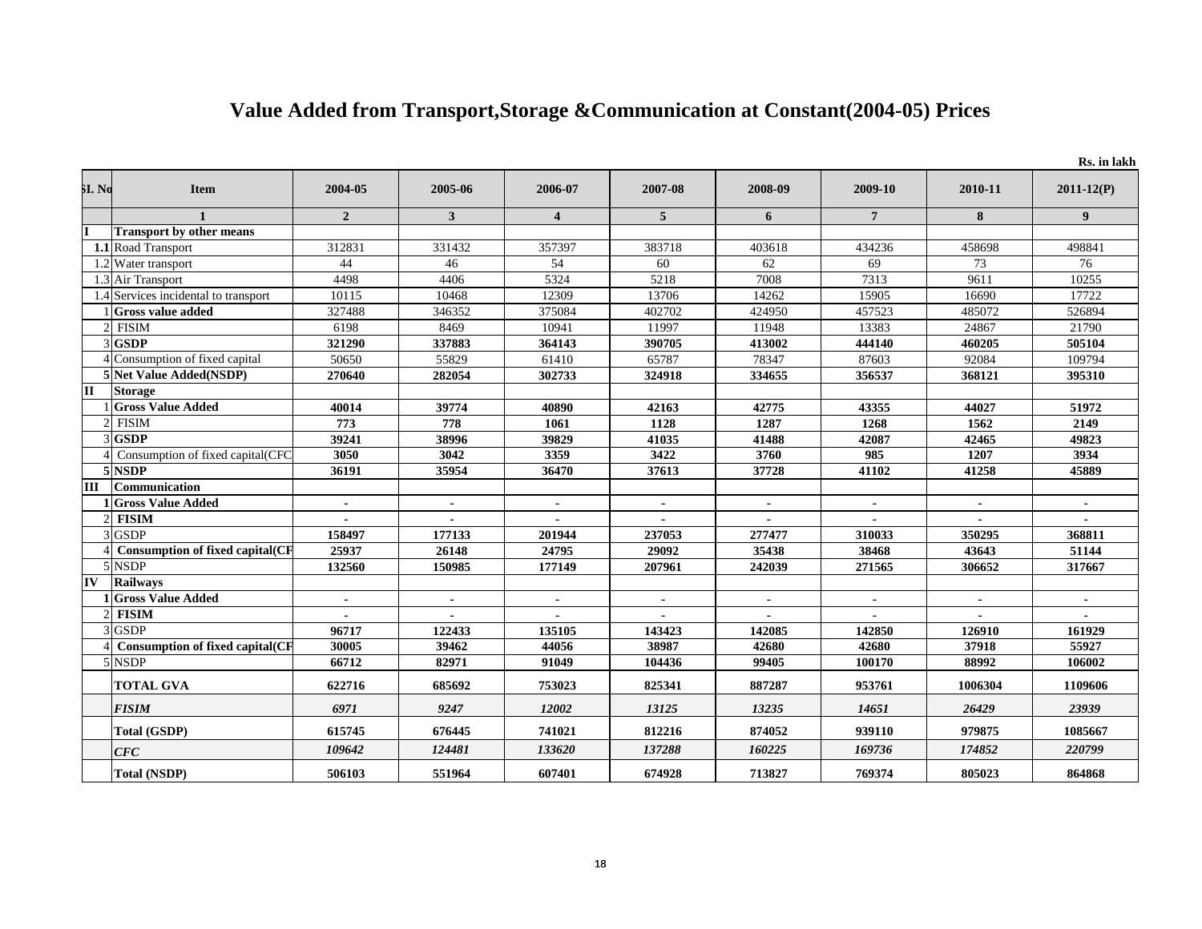# Value Added from Transport,Storage &Communication at Constant(2004-05) Prices

Rs. in lakh

| Sl. No | Item | 2004-05 | 2005-06 | 2006-07 | 2007-08 | 2008-09 | 2009-10 | 2010-11 | 2011-12(P) |
|---|---|---|---|---|---|---|---|---|---|
| | 1 | 2 | 3 | 4 | 5 | 6 | 7 | 8 | 9 |
| I | **Transport by other means** | | | | | | | | |
| **1.1** | Road Transport | 312831 | 331432 | 357397 | 383718 | 403618 | 434236 | 458698 | 498841 |
| 1.2 | Water transport | 44 | 46 | 54 | 60 | 62 | 69 | 73 | 76 |
| 1.3 | Air Transport | 4498 | 4406 | 5324 | 5218 | 7008 | 7313 | 9611 | 10255 |
| 1.4 | Services incidental to transport | 10115 | 10468 | 12309 | 13706 | 14262 | 15905 | 16690 | 17722 |
| 1 | **Gross value added** | 327488 | 346352 | 375084 | 402702 | 424950 | 457523 | 485072 | 526894 |
| 2 | FISIM | 6198 | 8469 | 10941 | 11997 | 11948 | 13383 | 24867 | 21790 |
| 3 | **GSDP** | **321290** | **337883** | **364143** | **390705** | **413002** | **444140** | **460205** | **505104** |
| 4 | Consumption of fixed capital | 50650 | 55829 | 61410 | 65787 | 78347 | 87603 | 92084 | 109794 |
| **5** | **Net Value Added(NSDP)** | **270640** | **282054** | **302733** | **324918** | **334655** | **356537** | **368121** | **395310** |
| II | **Storage** | | | | | | | | |
| 1 | **Gross Value Added** | **40014** | **39774** | **40890** | **42163** | **42775** | **43355** | **44027** | **51972** |
| 2 | FISIM | **773** | **778** | **1061** | **1128** | **1287** | **1268** | **1562** | **2149** |
| 3 | **GSDP** | **39241** | **38996** | **39829** | **41035** | **41488** | **42087** | **42465** | **49823** |
| 4 | Consumption of fixed capital(CFC | **3050** | **3042** | **3359** | **3422** | **3760** | **985** | **1207** | **3934** |
| **5** | **NSDP** | **36191** | **35954** | **36470** | **37613** | **37728** | **41102** | **41258** | **45889** |
| III | **Communication** | | | | | | | | |
| **1** | **Gross Value Added** | - | - | - | - | - | - | - | - |
| 2 | **FISIM** | - | - | - | - | - | - | - | - |
| 3 | GSDP | **158497** | **177133** | **201944** | **237053** | **277477** | **310033** | **350295** | **368811** |
| 4 | **Consumption of fixed capital(CF** | **25937** | **26148** | **24795** | **29092** | **35438** | **38468** | **43643** | **51144** |
| 5 | NSDP | **132560** | **150985** | **177149** | **207961** | **242039** | **271565** | **306652** | **317667** |
| IV | **Railways** | | | | | | | | |
| **1** | **Gross Value Added** | - | - | - | - | - | - | - | - |
| 2 | **FISIM** | - | - | - | - | - | - | - | - |
| 3 | GSDP | **96717** | **122433** | **135105** | **143423** | **142085** | **142850** | **126910** | **161929** |
| 4 | **Consumption of fixed capital(CF** | **30005** | **39462** | **44056** | **38987** | **42680** | **42680** | **37918** | **55927** |
| 5 | NSDP | **66712** | **82971** | **91049** | **104436** | **99405** | **100170** | **88992** | **106002** |
| | **TOTAL GVA** | **622716** | **685692** | **753023** | **825341** | **887287** | **953761** | **1006304** | **1109606** |
| | ***FISIM*** | ***6971*** | ***9247*** | ***12002*** | ***13125*** | ***13235*** | ***14651*** | ***26429*** | ***23939*** |
| | **Total (GSDP)** | **615745** | **676445** | **741021** | **812216** | **874052** | **939110** | **979875** | **1085667** |
| | ***CFC*** | ***109642*** | ***124481*** | ***133620*** | ***137288*** | ***160225*** | ***169736*** | ***174852*** | ***220799*** |
| | **Total (NSDP)** | **506103** | **551964** | **607401** | **674928** | **713827** | **769374** | **805023** | **864868** |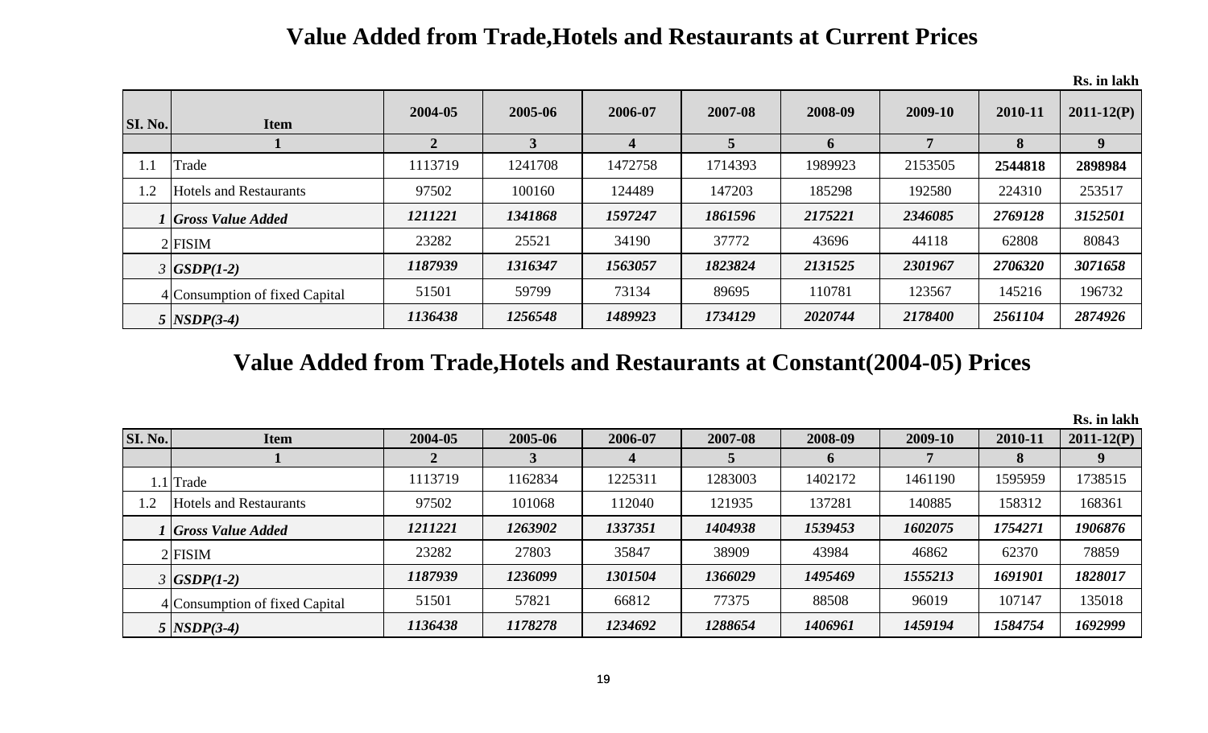## Value Added from Trade,Hotels and Restaurants at Current Prices

Rs. in lakh

| SI. No. | Item | 2004-05 | 2005-06 | 2006-07 | 2007-08 | 2008-09 | 2009-10 | 2010-11 | 2011-12(P) |
|---|---|---|---|---|---|---|---|---|---|
| | 1 | 2 | 3 | 4 | 5 | 6 | 7 | 8 | 9 |
| 1.1 | Trade | 1113719 | 1241708 | 1472758 | 1714393 | 1989923 | 2153505 | **2544818** | **2898984** |
| 1.2 | Hotels and Restaurants | 97502 | 100160 | 124489 | 147203 | 185298 | 192580 | 224310 | 253517 |
| *1* | ***Gross Value Added*** | ***1211221*** | ***1341868*** | ***1597247*** | ***1861596*** | ***2175221*** | ***2346085*** | ***2769128*** | ***3152501*** |
| 2 | FISIM | 23282 | 25521 | 34190 | 37772 | 43696 | 44118 | 62808 | 80843 |
| *3* | ***GSDP(1-2)*** | ***1187939*** | ***1316347*** | ***1563057*** | ***1823824*** | ***2131525*** | ***2301967*** | ***2706320*** | ***3071658*** |
| 4 | Consumption of fixed Capital | 51501 | 59799 | 73134 | 89695 | 110781 | 123567 | 145216 | 196732 |
| *5* | ***NSDP(3-4)*** | ***1136438*** | ***1256548*** | ***1489923*** | ***1734129*** | ***2020744*** | ***2178400*** | ***2561104*** | ***2874926*** |

## Value Added from Trade,Hotels and Restaurants at Constant(2004-05) Prices

Rs. in lakh

| SI. No. | Item | 2004-05 | 2005-06 | 2006-07 | 2007-08 | 2008-09 | 2009-10 | 2010-11 | 2011-12(P) |
|---|---|---|---|---|---|---|---|---|---|
| | 1 | 2 | 3 | 4 | 5 | 6 | 7 | 8 | 9 |
| 1.1 | Trade | 1113719 | 1162834 | 1225311 | 1283003 | 1402172 | 1461190 | 1595959 | 1738515 |
| 1.2 | Hotels and Restaurants | 97502 | 101068 | 112040 | 121935 | 137281 | 140885 | 158312 | 168361 |
| *1* | ***Gross Value Added*** | ***1211221*** | ***1263902*** | ***1337351*** | ***1404938*** | ***1539453*** | ***1602075*** | ***1754271*** | ***1906876*** |
| 2 | FISIM | 23282 | 27803 | 35847 | 38909 | 43984 | 46862 | 62370 | 78859 |
| *3* | ***GSDP(1-2)*** | ***1187939*** | ***1236099*** | ***1301504*** | ***1366029*** | ***1495469*** | ***1555213*** | ***1691901*** | ***1828017*** |
| 4 | Consumption of fixed Capital | 51501 | 57821 | 66812 | 77375 | 88508 | 96019 | 107147 | 135018 |
| *5* | ***NSDP(3-4)*** | ***1136438*** | ***1178278*** | ***1234692*** | ***1288654*** | ***1406961*** | ***1459194*** | ***1584754*** | ***1692999*** |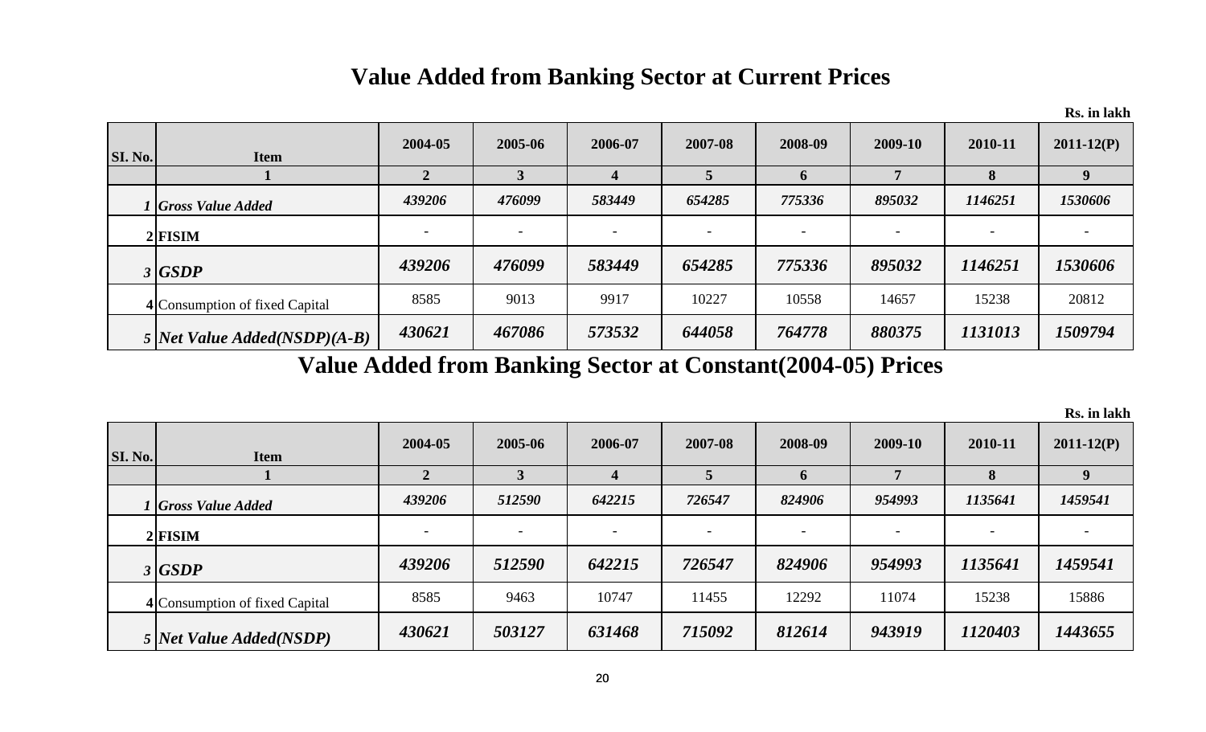# Value Added from Banking Sector at Current Prices

Rs. in lakh

| SI. No. | Item | 2004-05 | 2005-06 | 2006-07 | 2007-08 | 2008-09 | 2009-10 | 2010-11 | 2011-12(P) |
|---|---|---|---|---|---|---|---|---|---|
| | 1 | 2 | 3 | 4 | 5 | 6 | 7 | 8 | 9 |
| *1* | ***Gross Value Added*** | *439206* | *476099* | *583449* | *654285* | *775336* | *895032* | *1146251* | *1530606* |
| **2** | **FISIM** | - | - | - | - | - | - | - | - |
| *3* | ***GSDP*** | ***439206*** | ***476099*** | ***583449*** | ***654285*** | ***775336*** | ***895032*** | ***1146251*** | ***1530606*** |
| **4** | Consumption of fixed Capital | 8585 | 9013 | 9917 | 10227 | 10558 | 14657 | 15238 | 20812 |
| *5* | ***Net Value Added(NSDP)(A-B)*** | ***430621*** | ***467086*** | ***573532*** | ***644058*** | ***764778*** | ***880375*** | ***1131013*** | ***1509794*** |

# Value Added from Banking Sector at Constant(2004-05) Prices

Rs. in lakh

| SI. No. | Item | 2004-05 | 2005-06 | 2006-07 | 2007-08 | 2008-09 | 2009-10 | 2010-11 | 2011-12(P) |
|---|---|---|---|---|---|---|---|---|---|
| | 1 | 2 | 3 | 4 | 5 | 6 | 7 | 8 | 9 |
| *1* | ***Gross Value Added*** | *439206* | *512590* | *642215* | *726547* | *824906* | *954993* | *1135641* | *1459541* |
| **2** | **FISIM** | - | - | - | - | - | - | - | - |
| *3* | ***GSDP*** | ***439206*** | ***512590*** | ***642215*** | ***726547*** | ***824906*** | ***954993*** | ***1135641*** | ***1459541*** |
| **4** | Consumption of fixed Capital | 8585 | 9463 | 10747 | 11455 | 12292 | 11074 | 15238 | 15886 |
| *5* | ***Net Value Added(NSDP)*** | ***430621*** | ***503127*** | ***631468*** | ***715092*** | ***812614*** | ***943919*** | ***1120403*** | ***1443655*** |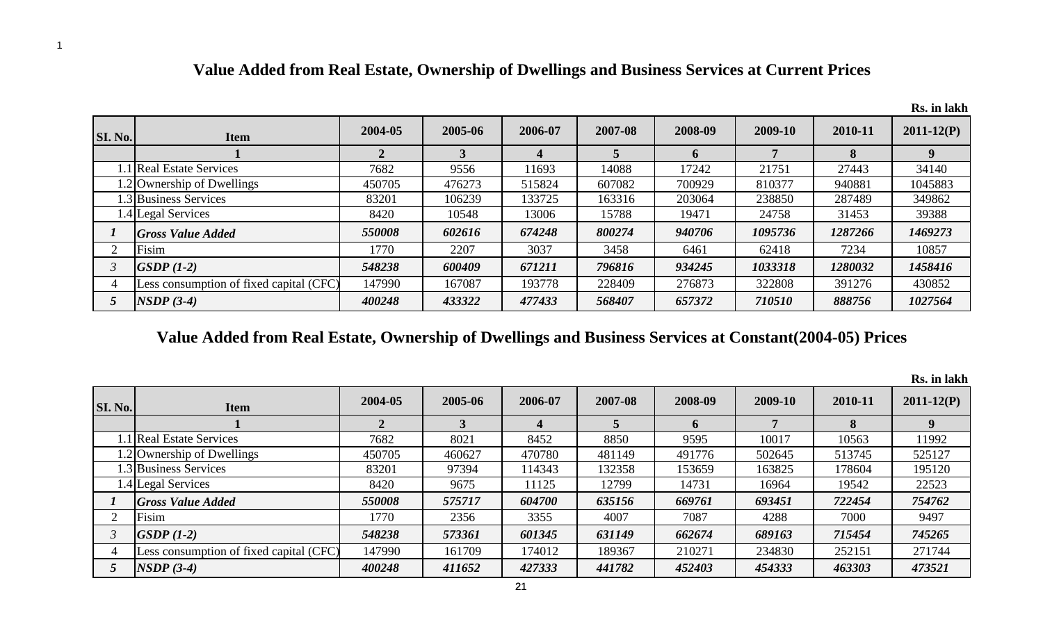## Value Added from Real Estate, Ownership of Dwellings and Business Services at Current Prices

Rs. in lakh

| SI. No. | Item | 2004-05 | 2005-06 | 2006-07 | 2007-08 | 2008-09 | 2009-10 | 2010-11 | 2011-12(P) |
|---|---|---|---|---|---|---|---|---|---|
| | 1 | 2 | 3 | 4 | 5 | 6 | 7 | 8 | 9 |
| 1.1 | Real Estate Services | 7682 | 9556 | 11693 | 14088 | 17242 | 21751 | 27443 | 34140 |
| 1.2 | Ownership of Dwellings | 450705 | 476273 | 515824 | 607082 | 700929 | 810377 | 940881 | 1045883 |
| 1.3 | Business Services | 83201 | 106239 | 133725 | 163316 | 203064 | 238850 | 287489 | 349862 |
| 1.4 | Legal Services | 8420 | 10548 | 13006 | 15788 | 19471 | 24758 | 31453 | 39388 |
| *1* | ***Gross Value Added*** | ***550008*** | ***602616*** | ***674248*** | ***800274*** | ***940706*** | ***1095736*** | ***1287266*** | ***1469273*** |
| 2 | Fisim | 1770 | 2207 | 3037 | 3458 | 6461 | 62418 | 7234 | 10857 |
| *3* | ***GSDP (1-2)*** | ***548238*** | ***600409*** | ***671211*** | ***796816*** | ***934245*** | ***1033318*** | ***1280032*** | ***1458416*** |
| 4 | Less consumption of fixed capital (CFC) | 147990 | 167087 | 193778 | 228409 | 276873 | 322808 | 391276 | 430852 |
| *5* | ***NSDP (3-4)*** | ***400248*** | ***433322*** | ***477433*** | ***568407*** | ***657372*** | ***710510*** | ***888756*** | ***1027564*** |

## Value Added from Real Estate, Ownership of Dwellings and Business Services at Constant(2004-05) Prices

Rs. in lakh

| SI. No. | Item | 2004-05 | 2005-06 | 2006-07 | 2007-08 | 2008-09 | 2009-10 | 2010-11 | 2011-12(P) |
|---|---|---|---|---|---|---|---|---|---|
| | 1 | 2 | 3 | 4 | 5 | 6 | 7 | 8 | 9 |
| 1.1 | Real Estate Services | 7682 | 8021 | 8452 | 8850 | 9595 | 10017 | 10563 | 11992 |
| 1.2 | Ownership of Dwellings | 450705 | 460627 | 470780 | 481149 | 491776 | 502645 | 513745 | 525127 |
| 1.3 | Business Services | 83201 | 97394 | 114343 | 132358 | 153659 | 163825 | 178604 | 195120 |
| 1.4 | Legal Services | 8420 | 9675 | 11125 | 12799 | 14731 | 16964 | 19542 | 22523 |
| *1* | ***Gross Value Added*** | ***550008*** | ***575717*** | ***604700*** | ***635156*** | ***669761*** | ***693451*** | ***722454*** | ***754762*** |
| 2 | Fisim | 1770 | 2356 | 3355 | 4007 | 7087 | 4288 | 7000 | 9497 |
| *3* | ***GSDP (1-2)*** | ***548238*** | ***573361*** | ***601345*** | ***631149*** | ***662674*** | ***689163*** | ***715454*** | ***745265*** |
| 4 | Less consumption of fixed capital (CFC) | 147990 | 161709 | 174012 | 189367 | 210271 | 234830 | 252151 | 271744 |
| *5* | ***NSDP (3-4)*** | ***400248*** | ***411652*** | ***427333*** | ***441782*** | ***452403*** | ***454333*** | ***463303*** | ***473521*** |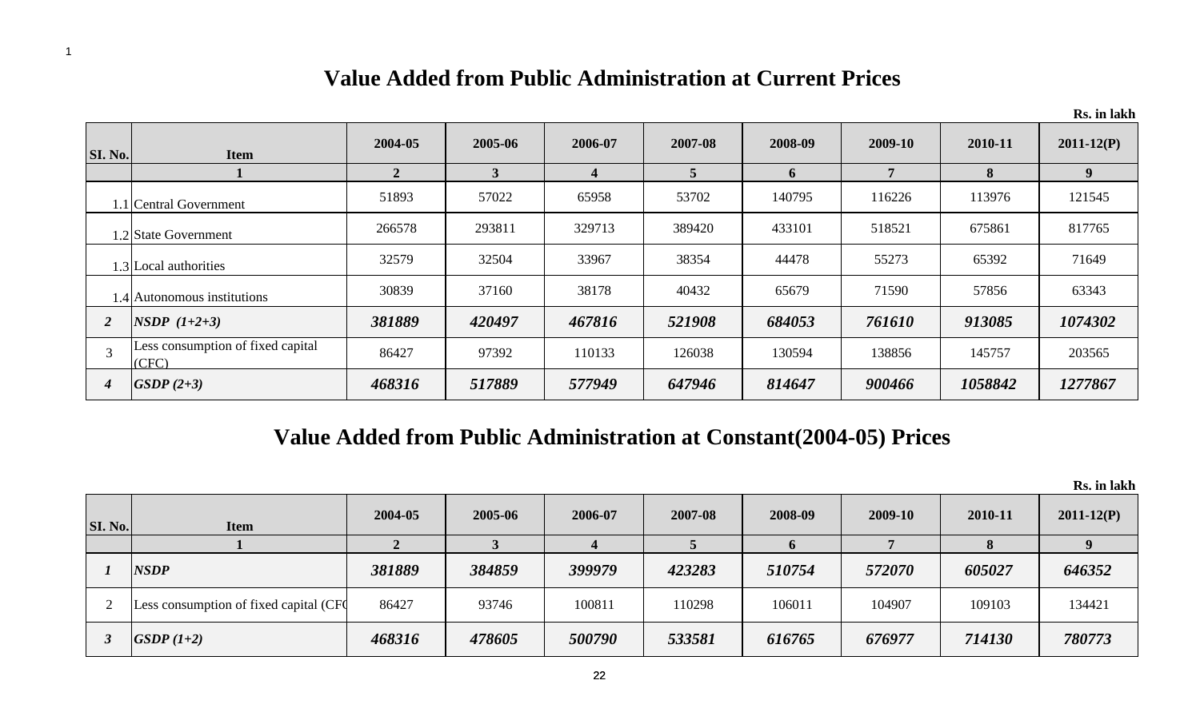# Value Added from Public Administration at Current Prices

Rs. in lakh

| SI. No. | Item | 2004-05 | 2005-06 | 2006-07 | 2007-08 | 2008-09 | 2009-10 | 2010-11 | 2011-12(P) |
|---|---|---|---|---|---|---|---|---|---|
| | 1 | 2 | 3 | 4 | 5 | 6 | 7 | 8 | 9 |
| 1.1 | Central Government | 51893 | 57022 | 65958 | 53702 | 140795 | 116226 | 113976 | 121545 |
| 1.2 | State Government | 266578 | 293811 | 329713 | 389420 | 433101 | 518521 | 675861 | 817765 |
| 1.3 | Local authorities | 32579 | 32504 | 33967 | 38354 | 44478 | 55273 | 65392 | 71649 |
| 1.4 | Autonomous institutions | 30839 | 37160 | 38178 | 40432 | 65679 | 71590 | 57856 | 63343 |
| ***2*** | ***NSDP (1+2+3)*** | ***381889*** | ***420497*** | ***467816*** | ***521908*** | ***684053*** | ***761610*** | ***913085*** | ***1074302*** |
| 3 | Less consumption of fixed capital (CFC) | 86427 | 97392 | 110133 | 126038 | 130594 | 138856 | 145757 | 203565 |
| ***4*** | ***GSDP (2+3)*** | ***468316*** | ***517889*** | ***577949*** | ***647946*** | ***814647*** | ***900466*** | ***1058842*** | ***1277867*** |

# Value Added from Public Administration at Constant(2004-05) Prices

Rs. in lakh

| SI. No. | Item | 2004-05 | 2005-06 | 2006-07 | 2007-08 | 2008-09 | 2009-10 | 2010-11 | 2011-12(P) |
|---|---|---|---|---|---|---|---|---|---|
| | 1 | 2 | 3 | 4 | 5 | 6 | 7 | 8 | 9 |
| ***1*** | ***NSDP*** | ***381889*** | ***384859*** | ***399979*** | ***423283*** | ***510754*** | ***572070*** | ***605027*** | ***646352*** |
| 2 | Less consumption of fixed capital (CFC | 86427 | 93746 | 100811 | 110298 | 106011 | 104907 | 109103 | 134421 |
| ***3*** | ***GSDP (1+2)*** | ***468316*** | ***478605*** | ***500790*** | ***533581*** | ***616765*** | ***676977*** | ***714130*** | ***780773*** |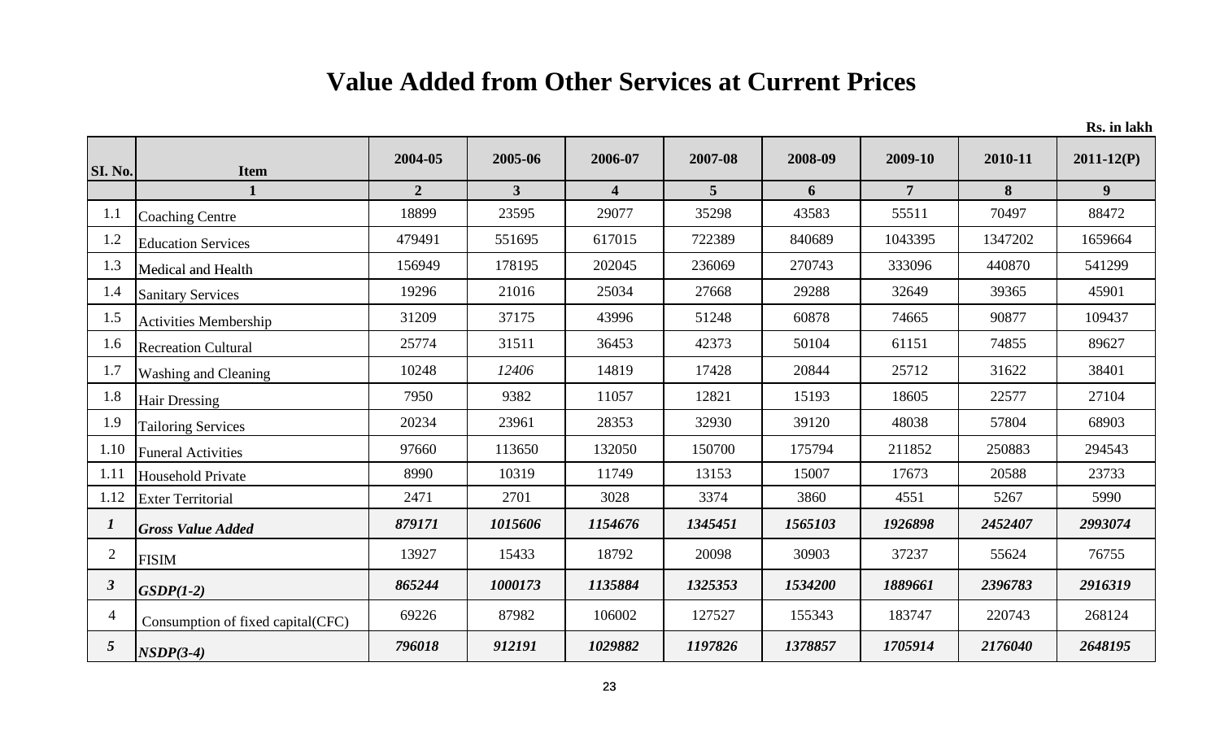# Value Added from Other Services at Current Prices

Rs. in lakh

| SI. No. | Item | 2004-05 | 2005-06 | 2006-07 | 2007-08 | 2008-09 | 2009-10 | 2010-11 | 2011-12(P) |
|---|---|---|---|---|---|---|---|---|---|
| | **1** | **2** | **3** | **4** | **5** | **6** | **7** | **8** | **9** |
| 1.1 | Coaching Centre | 18899 | 23595 | 29077 | 35298 | 43583 | 55511 | 70497 | 88472 |
| 1.2 | Education Services | 479491 | 551695 | 617015 | 722389 | 840689 | 1043395 | 1347202 | 1659664 |
| 1.3 | Medical and Health | 156949 | 178195 | 202045 | 236069 | 270743 | 333096 | 440870 | 541299 |
| 1.4 | Sanitary Services | 19296 | 21016 | 25034 | 27668 | 29288 | 32649 | 39365 | 45901 |
| 1.5 | Activities Membership | 31209 | 37175 | 43996 | 51248 | 60878 | 74665 | 90877 | 109437 |
| 1.6 | Recreation Cultural | 25774 | 31511 | 36453 | 42373 | 50104 | 61151 | 74855 | 89627 |
| 1.7 | Washing and Cleaning | 10248 | *12406* | 14819 | 17428 | 20844 | 25712 | 31622 | 38401 |
| 1.8 | Hair Dressing | 7950 | 9382 | 11057 | 12821 | 15193 | 18605 | 22577 | 27104 |
| 1.9 | Tailoring Services | 20234 | 23961 | 28353 | 32930 | 39120 | 48038 | 57804 | 68903 |
| 1.10 | Funeral Activities | 97660 | 113650 | 132050 | 150700 | 175794 | 211852 | 250883 | 294543 |
| 1.11 | Household Private | 8990 | 10319 | 11749 | 13153 | 15007 | 17673 | 20588 | 23733 |
| 1.12 | Exter Territorial | 2471 | 2701 | 3028 | 3374 | 3860 | 4551 | 5267 | 5990 |
| ***1*** | ***Gross Value Added*** | ***879171*** | ***1015606*** | ***1154676*** | ***1345451*** | ***1565103*** | ***1926898*** | ***2452407*** | ***2993074*** |
| 2 | FISIM | 13927 | 15433 | 18792 | 20098 | 30903 | 37237 | 55624 | 76755 |
| ***3*** | ***GSDP(1-2)*** | ***865244*** | ***1000173*** | ***1135884*** | ***1325353*** | ***1534200*** | ***1889661*** | ***2396783*** | ***2916319*** |
| 4 | Consumption of fixed capital(CFC) | 69226 | 87982 | 106002 | 127527 | 155343 | 183747 | 220743 | 268124 |
| ***5*** | ***NSDP(3-4)*** | ***796018*** | ***912191*** | ***1029882*** | ***1197826*** | ***1378857*** | ***1705914*** | ***2176040*** | ***2648195*** |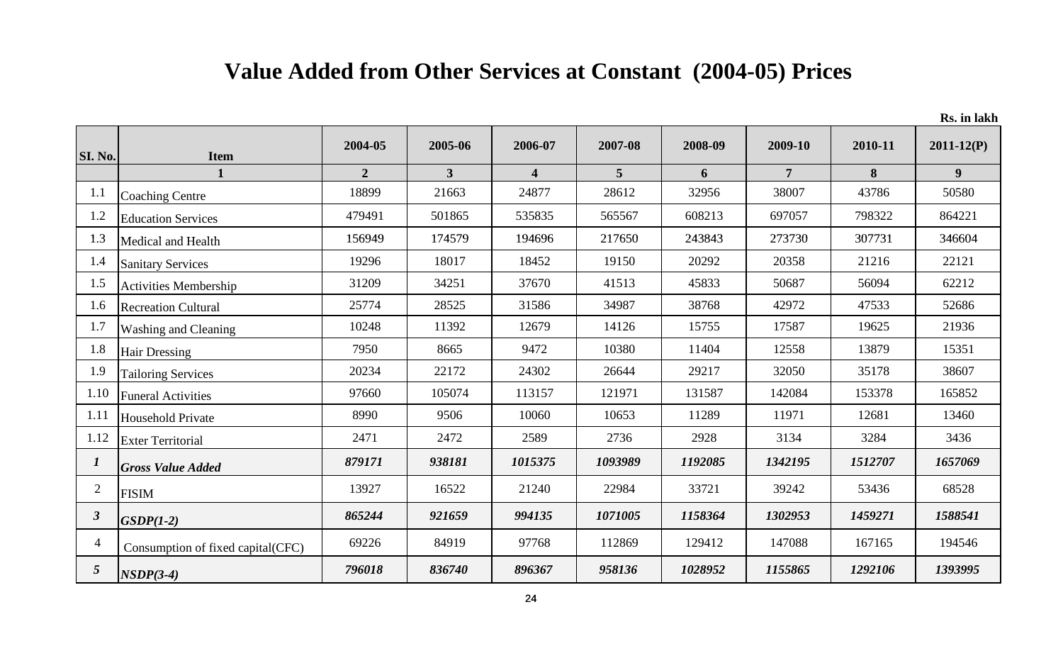# Value Added from Other Services at Constant (2004-05) Prices

**Rs. in lakh**

| Sl. No. | Item | 2004-05 | 2005-06 | 2006-07 | 2007-08 | 2008-09 | 2009-10 | 2010-11 | 2011-12(P) |
|---|---|---|---|---|---|---|---|---|---|
| | **1** | **2** | **3** | **4** | **5** | **6** | **7** | **8** | **9** |
| 1.1 | Coaching Centre | 18899 | 21663 | 24877 | 28612 | 32956 | 38007 | 43786 | 50580 |
| 1.2 | Education Services | 479491 | 501865 | 535835 | 565567 | 608213 | 697057 | 798322 | 864221 |
| 1.3 | Medical and Health | 156949 | 174579 | 194696 | 217650 | 243843 | 273730 | 307731 | 346604 |
| 1.4 | Sanitary Services | 19296 | 18017 | 18452 | 19150 | 20292 | 20358 | 21216 | 22121 |
| 1.5 | Activities Membership | 31209 | 34251 | 37670 | 41513 | 45833 | 50687 | 56094 | 62212 |
| 1.6 | Recreation Cultural | 25774 | 28525 | 31586 | 34987 | 38768 | 42972 | 47533 | 52686 |
| 1.7 | Washing and Cleaning | 10248 | 11392 | 12679 | 14126 | 15755 | 17587 | 19625 | 21936 |
| 1.8 | Hair Dressing | 7950 | 8665 | 9472 | 10380 | 11404 | 12558 | 13879 | 15351 |
| 1.9 | Tailoring Services | 20234 | 22172 | 24302 | 26644 | 29217 | 32050 | 35178 | 38607 |
| 1.10 | Funeral Activities | 97660 | 105074 | 113157 | 121971 | 131587 | 142084 | 153378 | 165852 |
| 1.11 | Household Private | 8990 | 9506 | 10060 | 10653 | 11289 | 11971 | 12681 | 13460 |
| 1.12 | Exter Territorial | 2471 | 2472 | 2589 | 2736 | 2928 | 3134 | 3284 | 3436 |
| ***1*** | ***Gross Value Added*** | ***879171*** | ***938181*** | ***1015375*** | ***1093989*** | ***1192085*** | ***1342195*** | ***1512707*** | ***1657069*** |
| 2 | FISIM | 13927 | 16522 | 21240 | 22984 | 33721 | 39242 | 53436 | 68528 |
| ***3*** | ***GSDP(1-2)*** | ***865244*** | ***921659*** | ***994135*** | ***1071005*** | ***1158364*** | ***1302953*** | ***1459271*** | ***1588541*** |
| 4 | Consumption of fixed capital(CFC) | 69226 | 84919 | 97768 | 112869 | 129412 | 147088 | 167165 | 194546 |
| ***5*** | ***NSDP(3-4)*** | ***796018*** | ***836740*** | ***896367*** | ***958136*** | ***1028952*** | ***1155865*** | ***1292106*** | ***1393995*** |